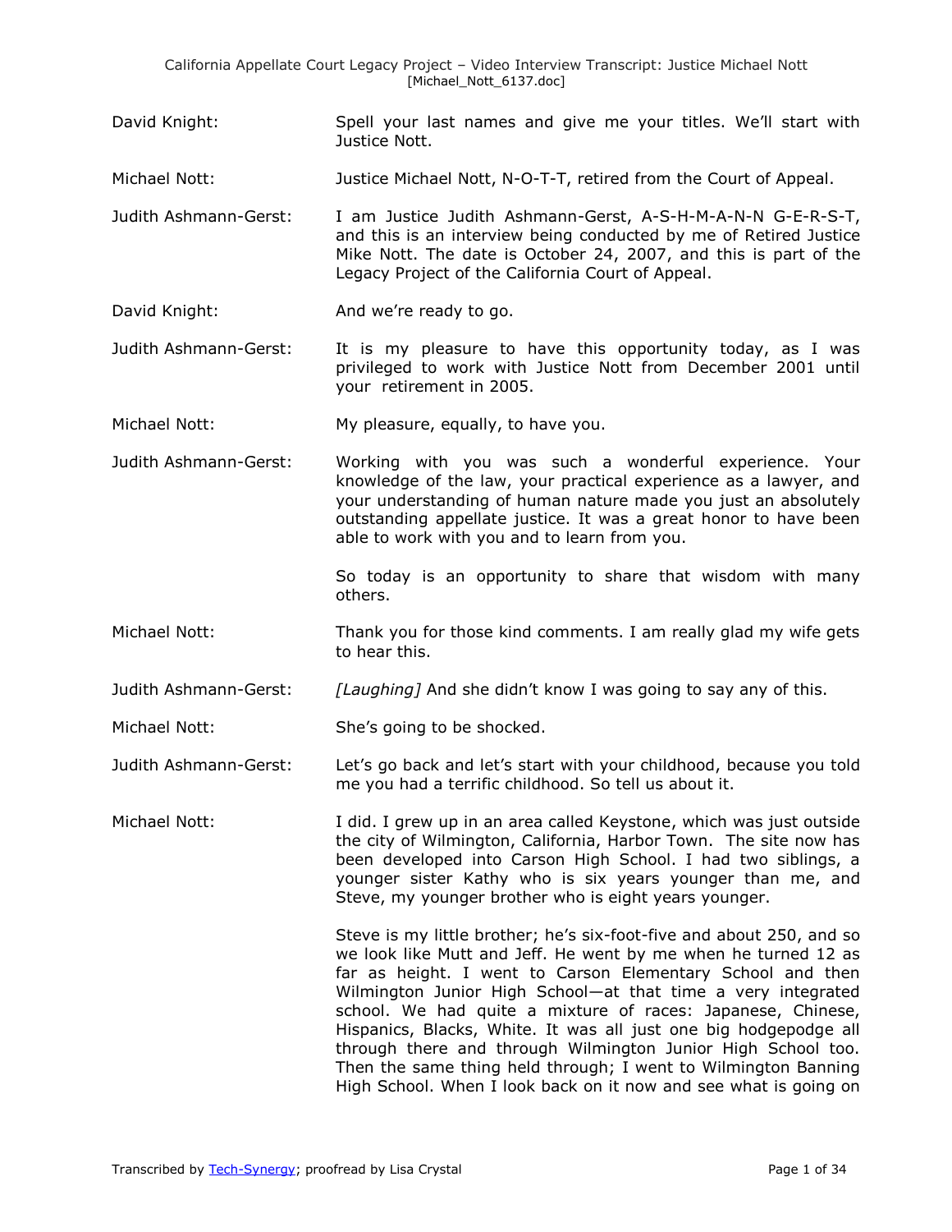David Knight: Spell your last names and give me your titles. We'll start with Justice Nott.

Michael Nott: Justice Michael Nott, N-O-T-T, retired from the Court of Appeal.

Judith Ashmann-Gerst: I am Justice Judith Ashmann-Gerst, A-S-H-M-A-N-N G-E-R-S-T, and this is an interview being conducted by me of Retired Justice Mike Nott. The date is October 24, 2007, and this is part of the Legacy Project of the California Court of Appeal.

David Knight: And we're ready to go.

Judith Ashmann-Gerst: It is my pleasure to have this opportunity today, as I was privileged to work with Justice Nott from December 2001 until your retirement in 2005.

Michael Nott: My pleasure, equally, to have you.

Judith Ashmann-Gerst: Working with you was such a wonderful experience. Your knowledge of the law, your practical experience as a lawyer, and your understanding of human nature made you just an absolutely outstanding appellate justice. It was a great honor to have been able to work with you and to learn from you.

So today is an opportunity to share that wisdom with many others.

Michael Nott: Thank you for those kind comments. I am really glad my wife gets to hear this.

Judith Ashmann-Gerst: *[Laughing]* And she didn't know I was going to say any of this.

Michael Nott: She's going to be shocked.

Judith Ashmann-Gerst: Let's go back and let's start with your childhood, because you told me you had a terrific childhood. So tell us about it.

Michael Nott: I did. I grew up in an area called Keystone, which was just outside the city of Wilmington, California, Harbor Town. The site now has been developed into Carson High School. I had two siblings, a younger sister Kathy who is six years younger than me, and Steve, my younger brother who is eight years younger.

Steve is my little brother; he's six-foot-five and about 250, and so we look like Mutt and Jeff. He went by me when he turned 12 as far as height. I went to Carson Elementary School and then Wilmington Junior High School—at that time a very integrated school. We had quite a mixture of races: Japanese, Chinese, Hispanics, Blacks, White. It was all just one big hodgepodge all through there and through Wilmington Junior High School too. Then the same thing held through; I went to Wilmington Banning High School. When I look back on it now and see what is going on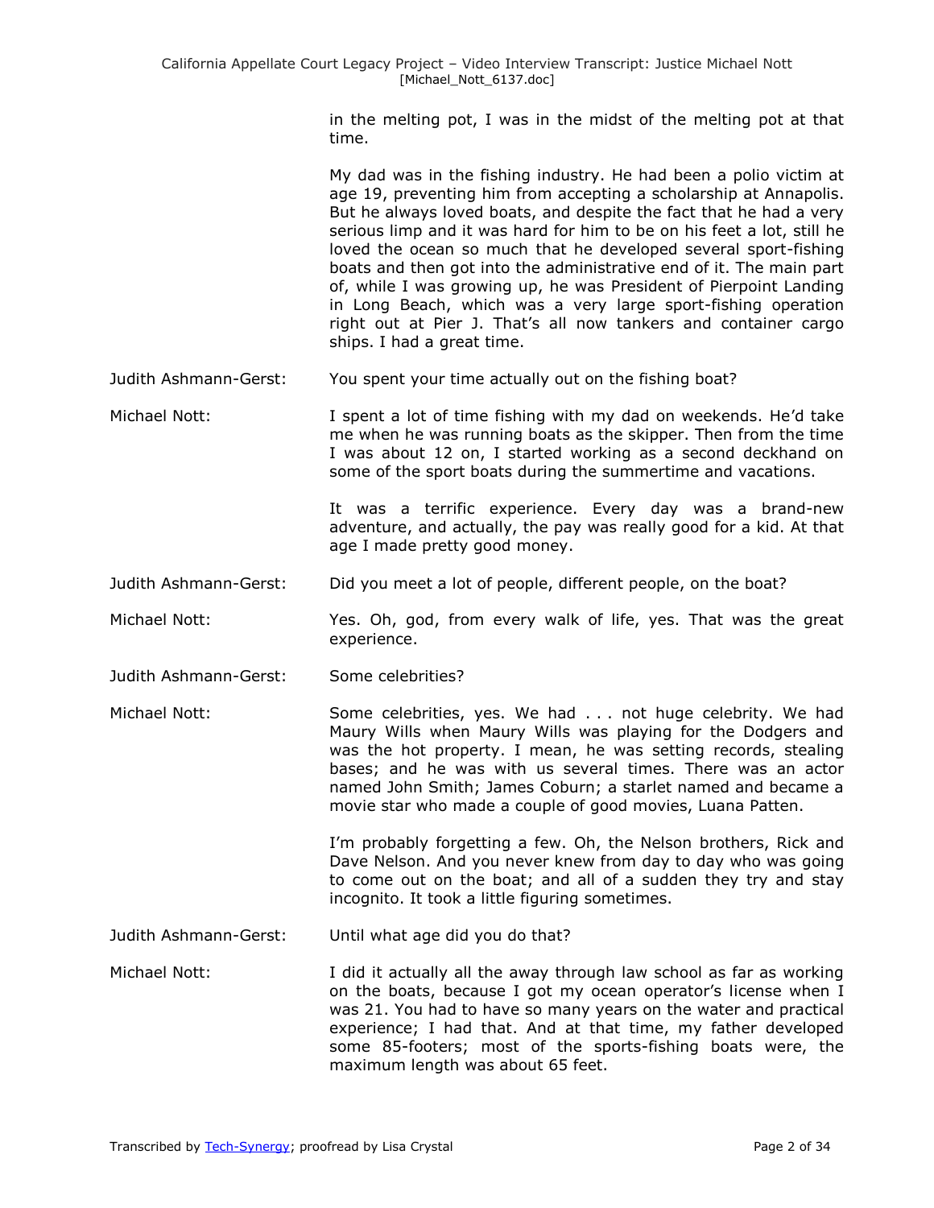in the melting pot, I was in the midst of the melting pot at that time.

My dad was in the fishing industry. He had been a polio victim at age 19, preventing him from accepting a scholarship at Annapolis. But he always loved boats, and despite the fact that he had a very serious limp and it was hard for him to be on his feet a lot, still he loved the ocean so much that he developed several sport-fishing boats and then got into the administrative end of it. The main part of, while I was growing up, he was President of Pierpoint Landing in Long Beach, which was a very large sport-fishing operation right out at Pier J. That's all now tankers and container cargo ships. I had a great time.

Judith Ashmann-Gerst: You spent your time actually out on the fishing boat?

Michael Nott: I spent a lot of time fishing with my dad on weekends. He'd take me when he was running boats as the skipper. Then from the time I was about 12 on, I started working as a second deckhand on some of the sport boats during the summertime and vacations.

It was a terrific experience. Every day was a brand-new adventure, and actually, the pay was really good for a kid. At that age I made pretty good money.

Judith Ashmann-Gerst: Did you meet a lot of people, different people, on the boat?

Michael Nott: Yes. Oh, god, from every walk of life, yes. That was the great experience.

Judith Ashmann-Gerst: Some celebrities?

Michael Nott: Some celebrities, yes. We had . . . not huge celebrity. We had Maury Wills when Maury Wills was playing for the Dodgers and was the hot property. I mean, he was setting records, stealing bases; and he was with us several times. There was an actor named John Smith; James Coburn; a starlet named and became a movie star who made a couple of good movies, Luana Patten.

I'm probably forgetting a few. Oh, the Nelson brothers, Rick and Dave Nelson. And you never knew from day to day who was going to come out on the boat; and all of a sudden they try and stay incognito. It took a little figuring sometimes.

Judith Ashmann-Gerst: Until what age did you do that?

Michael Nott: I did it actually all the away through law school as far as working on the boats, because I got my ocean operator's license when I was 21. You had to have so many years on the water and practical experience; I had that. And at that time, my father developed some 85-footers; most of the sports-fishing boats were, the maximum length was about 65 feet.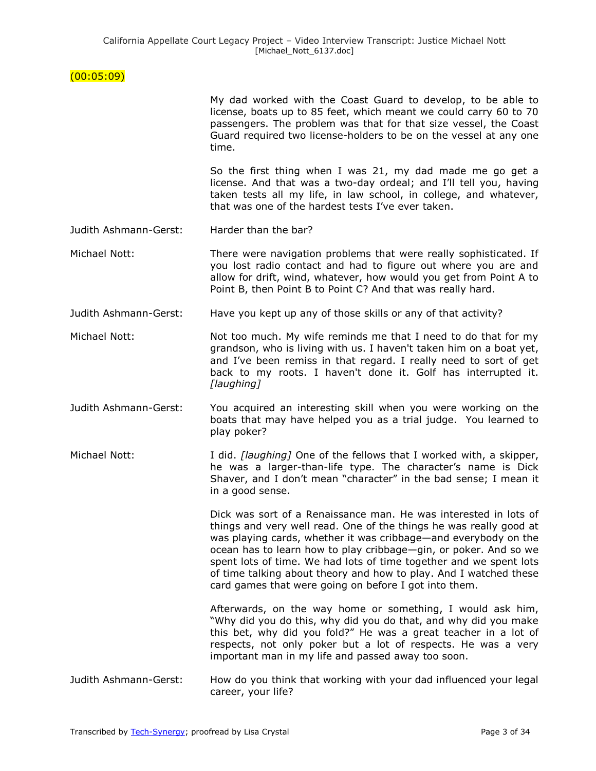(00:05:09)

My dad worked with the Coast Guard to develop, to be able to license, boats up to 85 feet, which meant we could carry 60 to 70 passengers. The problem was that for that size vessel, the Coast Guard required two license-holders to be on the vessel at any one time.

So the first thing when I was 21, my dad made me go get a license. And that was a two-day ordeal; and I'll tell you, having taken tests all my life, in law school, in college, and whatever, that was one of the hardest tests I've ever taken.

Judith Ashmann-Gerst: Harder than the bar?

Michael Nott: There were navigation problems that were really sophisticated. If you lost radio contact and had to figure out where you are and allow for drift, wind, whatever, how would you get from Point A to Point B, then Point B to Point C? And that was really hard.

Judith Ashmann-Gerst: Have you kept up any of those skills or any of that activity?

Michael Nott: Not too much. My wife reminds me that I need to do that for my grandson, who is living with us. I haven't taken him on a boat yet, and I've been remiss in that regard. I really need to sort of get back to my roots. I haven't done it. Golf has interrupted it. *[laughing]*

Judith Ashmann-Gerst: You acquired an interesting skill when you were working on the boats that may have helped you as a trial judge. You learned to play poker?

Michael Nott: I did. *[laughing]* One of the fellows that I worked with, a skipper, he was a larger-than-life type. The character's name is Dick Shaver, and I don't mean "character" in the bad sense; I mean it in a good sense.

Dick was sort of a Renaissance man. He was interested in lots of things and very well read. One of the things he was really good at was playing cards, whether it was cribbage—and everybody on the ocean has to learn how to play cribbage—gin, or poker. And so we spent lots of time. We had lots of time together and we spent lots of time talking about theory and how to play. And I watched these card games that were going on before I got into them.

Afterwards, on the way home or something, I would ask him, "Why did you do this, why did you do that, and why did you make this bet, why did you fold?" He was a great teacher in a lot of respects, not only poker but a lot of respects. He was a very important man in my life and passed away too soon.

Judith Ashmann-Gerst: How do you think that working with your dad influenced your legal career, your life?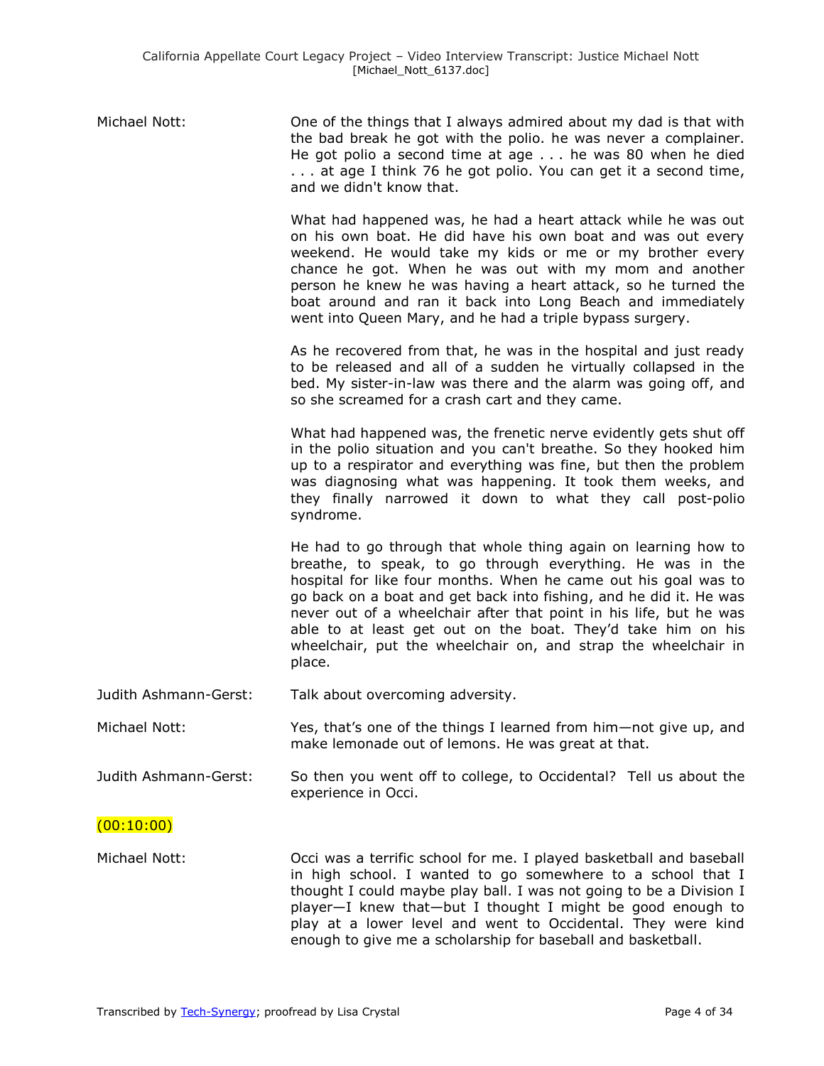Michael Nott: One of the things that I always admired about my dad is that with the bad break he got with the polio. he was never a complainer. He got polio a second time at age . . . he was 80 when he died . . . at age I think 76 he got polio. You can get it a second time, and we didn't know that.

What had happened was, he had a heart attack while he was out on his own boat. He did have his own boat and was out every weekend. He would take my kids or me or my brother every chance he got. When he was out with my mom and another person he knew he was having a heart attack, so he turned the boat around and ran it back into Long Beach and immediately went into Queen Mary, and he had a triple bypass surgery.

As he recovered from that, he was in the hospital and just ready to be released and all of a sudden he virtually collapsed in the bed. My sister-in-law was there and the alarm was going off, and so she screamed for a crash cart and they came.

What had happened was, the frenetic nerve evidently gets shut off in the polio situation and you can't breathe. So they hooked him up to a respirator and everything was fine, but then the problem was diagnosing what was happening. It took them weeks, and they finally narrowed it down to what they call post-polio syndrome.

He had to go through that whole thing again on learning how to breathe, to speak, to go through everything. He was in the hospital for like four months. When he came out his goal was to go back on a boat and get back into fishing, and he did it. He was never out of a wheelchair after that point in his life, but he was able to at least get out on the boat. They'd take him on his wheelchair, put the wheelchair on, and strap the wheelchair in place.

Judith Ashmann-Gerst: Talk about overcoming adversity.

Michael Nott: Yes, that's one of the things I learned from him—not give up, and make lemonade out of lemons. He was great at that.

Judith Ashmann-Gerst: So then you went off to college, to Occidental? Tell us about the experience in Occi.

(00:10:00)

Michael Nott: Occi was a terrific school for me. I played basketball and baseball in high school. I wanted to go somewhere to a school that I thought I could maybe play ball. I was not going to be a Division I player—I knew that—but I thought I might be good enough to play at a lower level and went to Occidental. They were kind enough to give me a scholarship for baseball and basketball.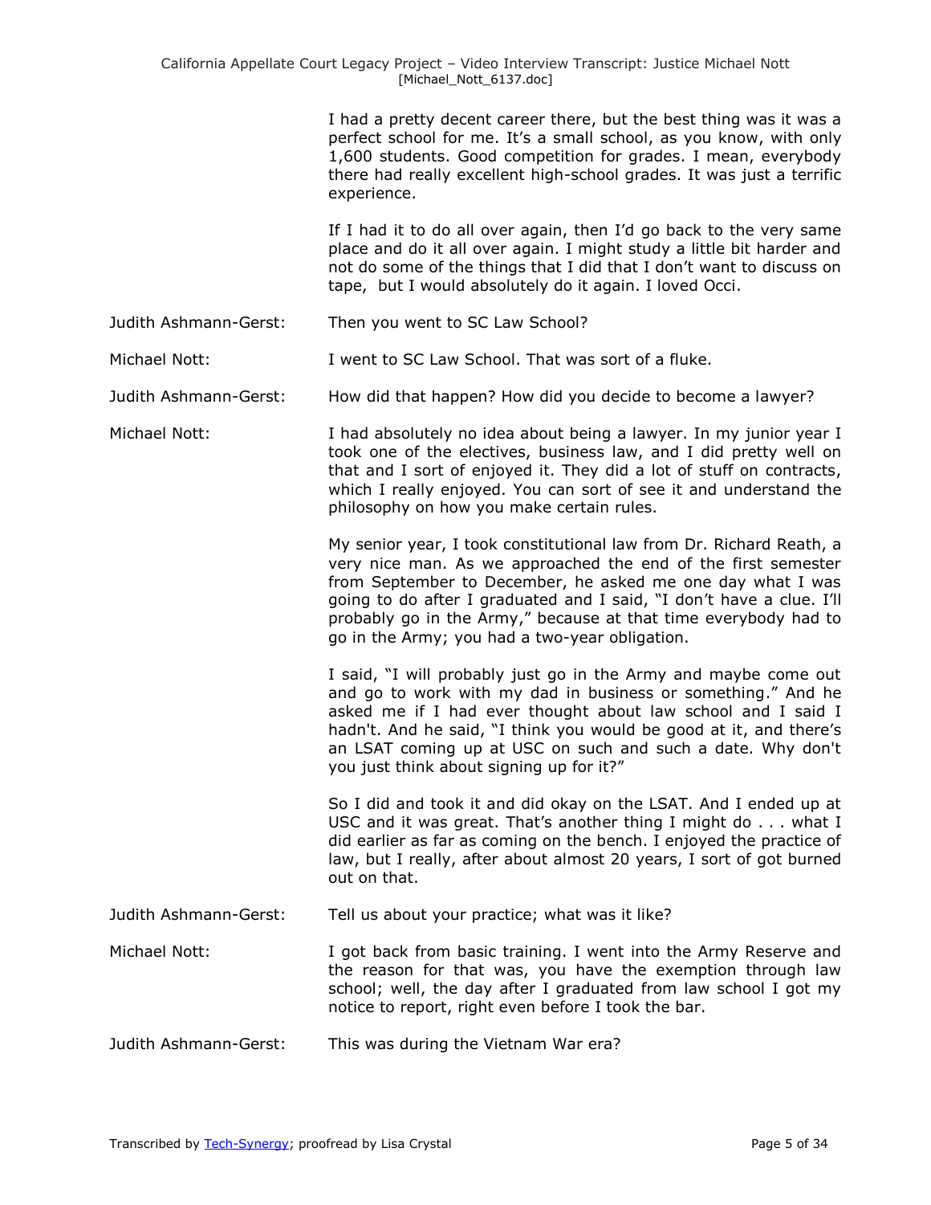I had a pretty decent career there, but the best thing was it was a perfect school for me. It's a small school, as you know, with only 1,600 students. Good competition for grades. I mean, everybody there had really excellent high-school grades. It was just a terrific experience.

If I had it to do all over again, then I'd go back to the very same place and do it all over again. I might study a little bit harder and not do some of the things that I did that I don't want to discuss on tape, but I would absolutely do it again. I loved Occi.

Judith Ashmann-Gerst: Then you went to SC Law School?

Michael Nott: I went to SC Law School. That was sort of a fluke.

Judith Ashmann-Gerst: How did that happen? How did you decide to become a lawyer?

Michael Nott: I had absolutely no idea about being a lawyer. In my junior year I took one of the electives, business law, and I did pretty well on that and I sort of enjoyed it. They did a lot of stuff on contracts, which I really enjoyed. You can sort of see it and understand the philosophy on how you make certain rules.

My senior year, I took constitutional law from Dr. Richard Reath, a very nice man. As we approached the end of the first semester from September to December, he asked me one day what I was going to do after I graduated and I said, "I don't have a clue. I'll probably go in the Army," because at that time everybody had to go in the Army; you had a two-year obligation.

I said, "I will probably just go in the Army and maybe come out and go to work with my dad in business or something." And he asked me if I had ever thought about law school and I said I hadn't. And he said, "I think you would be good at it, and there's an LSAT coming up at USC on such and such a date. Why don't you just think about signing up for it?"

So I did and took it and did okay on the LSAT. And I ended up at USC and it was great. That's another thing I might do . . . what I did earlier as far as coming on the bench. I enjoyed the practice of law, but I really, after about almost 20 years, I sort of got burned out on that.

Judith Ashmann-Gerst: Tell us about your practice; what was it like?

Michael Nott: I got back from basic training. I went into the Army Reserve and the reason for that was, you have the exemption through law school; well, the day after I graduated from law school I got my notice to report, right even before I took the bar.

Judith Ashmann-Gerst: This was during the Vietnam War era?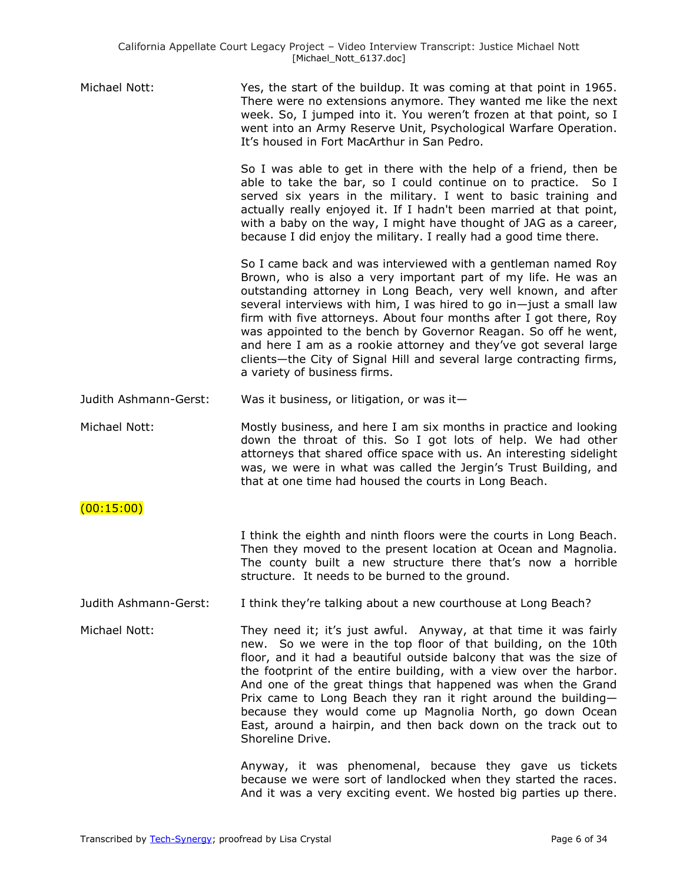Michael Nott: Yes, the start of the buildup. It was coming at that point in 1965. There were no extensions anymore. They wanted me like the next week. So, I jumped into it. You weren't frozen at that point, so I went into an Army Reserve Unit, Psychological Warfare Operation. It's housed in Fort MacArthur in San Pedro.

So I was able to get in there with the help of a friend, then be able to take the bar, so I could continue on to practice. So I served six years in the military. I went to basic training and actually really enjoyed it. If I hadn't been married at that point, with a baby on the way, I might have thought of JAG as a career, because I did enjoy the military. I really had a good time there.

So I came back and was interviewed with a gentleman named Roy Brown, who is also a very important part of my life. He was an outstanding attorney in Long Beach, very well known, and after several interviews with him, I was hired to go in—just a small law firm with five attorneys. About four months after I got there, Roy was appointed to the bench by Governor Reagan. So off he went, and here I am as a rookie attorney and they've got several large clients—the City of Signal Hill and several large contracting firms, a variety of business firms.

Judith Ashmann-Gerst: Was it business, or litigation, or was it—

Michael Nott: Mostly business, and here I am six months in practice and looking down the throat of this. So I got lots of help. We had other attorneys that shared office space with us. An interesting sidelight was, we were in what was called the Jergin's Trust Building, and that at one time had housed the courts in Long Beach.

(00:15:00)

I think the eighth and ninth floors were the courts in Long Beach. Then they moved to the present location at Ocean and Magnolia. The county built a new structure there that's now a horrible structure. It needs to be burned to the ground.

Judith Ashmann-Gerst: I think they're talking about a new courthouse at Long Beach?

Michael Nott: They need it; it's just awful. Anyway, at that time it was fairly new. So we were in the top floor of that building, on the 10th floor, and it had a beautiful outside balcony that was the size of the footprint of the entire building, with a view over the harbor. And one of the great things that happened was when the Grand Prix came to Long Beach they ran it right around the building—because they would come up Magnolia North, go down Ocean East, around a hairpin, and then back down on the track out to Shoreline Drive.

Anyway, it was phenomenal, because they gave us tickets because we were sort of landlocked when they started the races. And it was a very exciting event. We hosted big parties up there.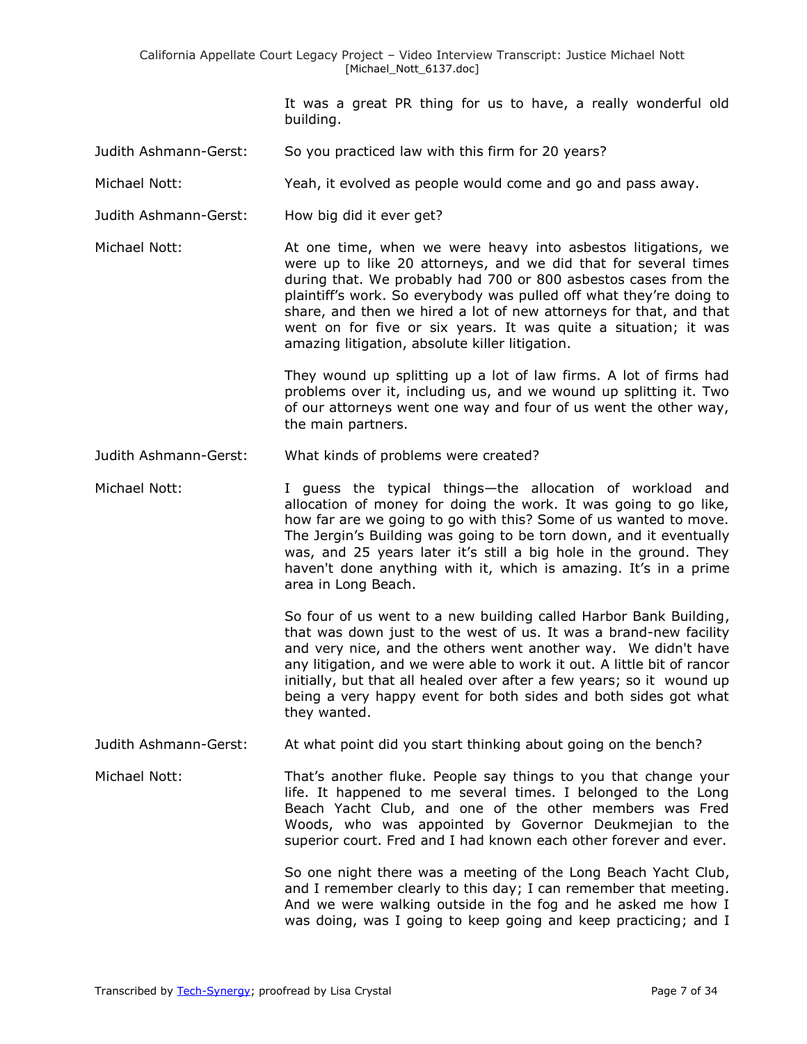It was a great PR thing for us to have, a really wonderful old building.

Judith Ashmann-Gerst: So you practiced law with this firm for 20 years?

Michael Nott: Yeah, it evolved as people would come and go and pass away.

Judith Ashmann-Gerst: How big did it ever get?

Michael Nott: At one time, when we were heavy into asbestos litigations, we were up to like 20 attorneys, and we did that for several times during that. We probably had 700 or 800 asbestos cases from the plaintiff's work. So everybody was pulled off what they're doing to share, and then we hired a lot of new attorneys for that, and that went on for five or six years. It was quite a situation; it was amazing litigation, absolute killer litigation.

They wound up splitting up a lot of law firms. A lot of firms had problems over it, including us, and we wound up splitting it. Two of our attorneys went one way and four of us went the other way, the main partners.

Judith Ashmann-Gerst: What kinds of problems were created?

Michael Nott: I guess the typical things—the allocation of workload and allocation of money for doing the work. It was going to go like, how far are we going to go with this? Some of us wanted to move. The Jergin's Building was going to be torn down, and it eventually was, and 25 years later it's still a big hole in the ground. They haven't done anything with it, which is amazing. It's in a prime area in Long Beach.

So four of us went to a new building called Harbor Bank Building, that was down just to the west of us. It was a brand-new facility and very nice, and the others went another way. We didn't have any litigation, and we were able to work it out. A little bit of rancor initially, but that all healed over after a few years; so it wound up being a very happy event for both sides and both sides got what they wanted.

Judith Ashmann-Gerst: At what point did you start thinking about going on the bench?

Michael Nott: That's another fluke. People say things to you that change your life. It happened to me several times. I belonged to the Long Beach Yacht Club, and one of the other members was Fred Woods, who was appointed by Governor Deukmejian to the superior court. Fred and I had known each other forever and ever.

So one night there was a meeting of the Long Beach Yacht Club, and I remember clearly to this day; I can remember that meeting. And we were walking outside in the fog and he asked me how I was doing, was I going to keep going and keep practicing; and I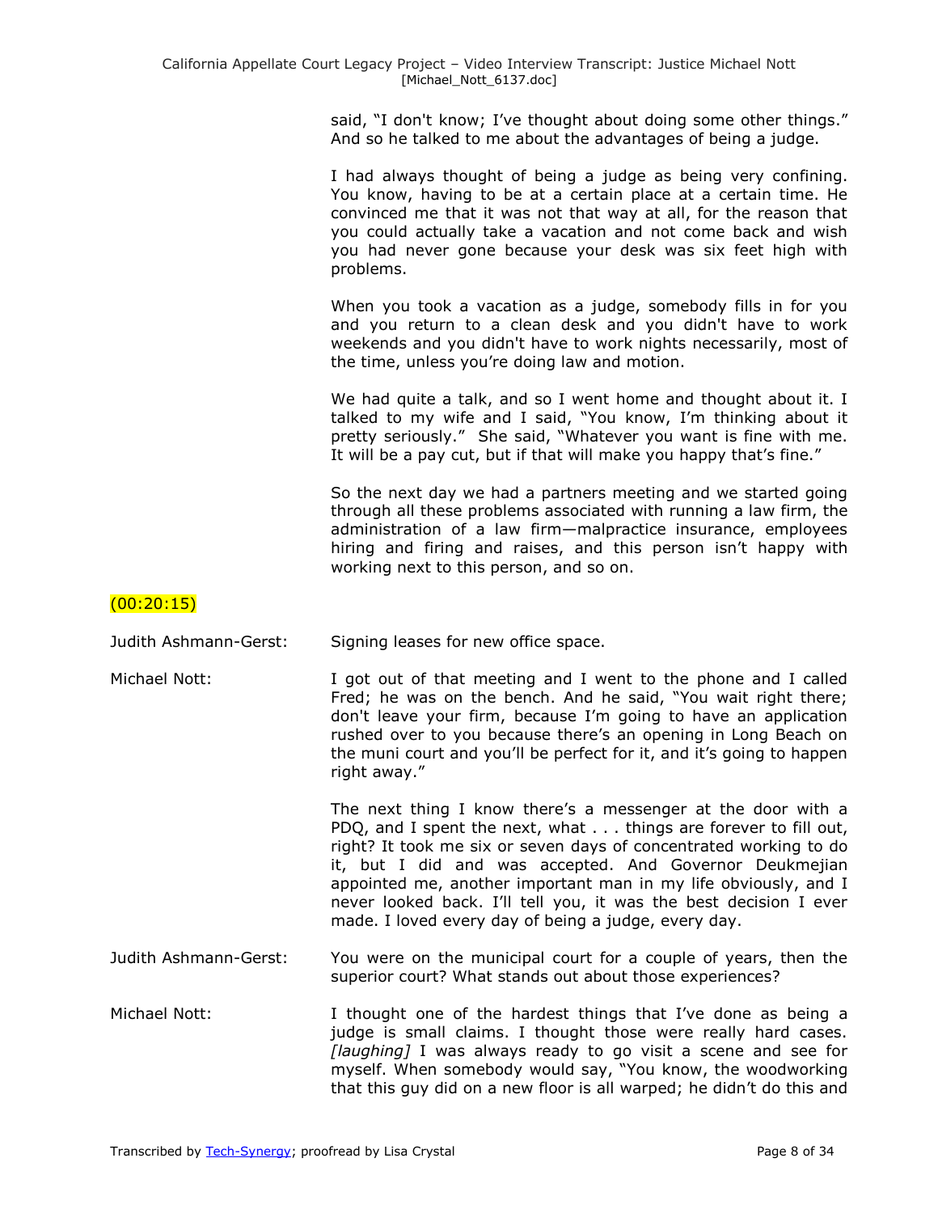said, "I don't know; I've thought about doing some other things." And so he talked to me about the advantages of being a judge.

I had always thought of being a judge as being very confining. You know, having to be at a certain place at a certain time. He convinced me that it was not that way at all, for the reason that you could actually take a vacation and not come back and wish you had never gone because your desk was six feet high with problems.

When you took a vacation as a judge, somebody fills in for you and you return to a clean desk and you didn't have to work weekends and you didn't have to work nights necessarily, most of the time, unless you're doing law and motion.

We had quite a talk, and so I went home and thought about it. I talked to my wife and I said, "You know, I'm thinking about it pretty seriously." She said, "Whatever you want is fine with me. It will be a pay cut, but if that will make you happy that's fine."

So the next day we had a partners meeting and we started going through all these problems associated with running a law firm, the administration of a law firm—malpractice insurance, employees hiring and firing and raises, and this person isn't happy with working next to this person, and so on.

(00:20:15)

**Judith Ashmann-Gerst:** Signing leases for new office space.

**Michael Nott:** I got out of that meeting and I went to the phone and I called Fred; he was on the bench. And he said, "You wait right there; don't leave your firm, because I'm going to have an application rushed over to you because there's an opening in Long Beach on the muni court and you'll be perfect for it, and it's going to happen right away."

The next thing I know there's a messenger at the door with a PDQ, and I spent the next, what . . . things are forever to fill out, right? It took me six or seven days of concentrated working to do it, but I did and was accepted. And Governor Deukmejian appointed me, another important man in my life obviously, and I never looked back. I'll tell you, it was the best decision I ever made. I loved every day of being a judge, every day.

**Judith Ashmann-Gerst:** You were on the municipal court for a couple of years, then the superior court? What stands out about those experiences?

**Michael Nott:** I thought one of the hardest things that I've done as being a judge is small claims. I thought those were really hard cases. *[laughing]* I was always ready to go visit a scene and see for myself. When somebody would say, "You know, the woodworking that this guy did on a new floor is all warped; he didn't do this and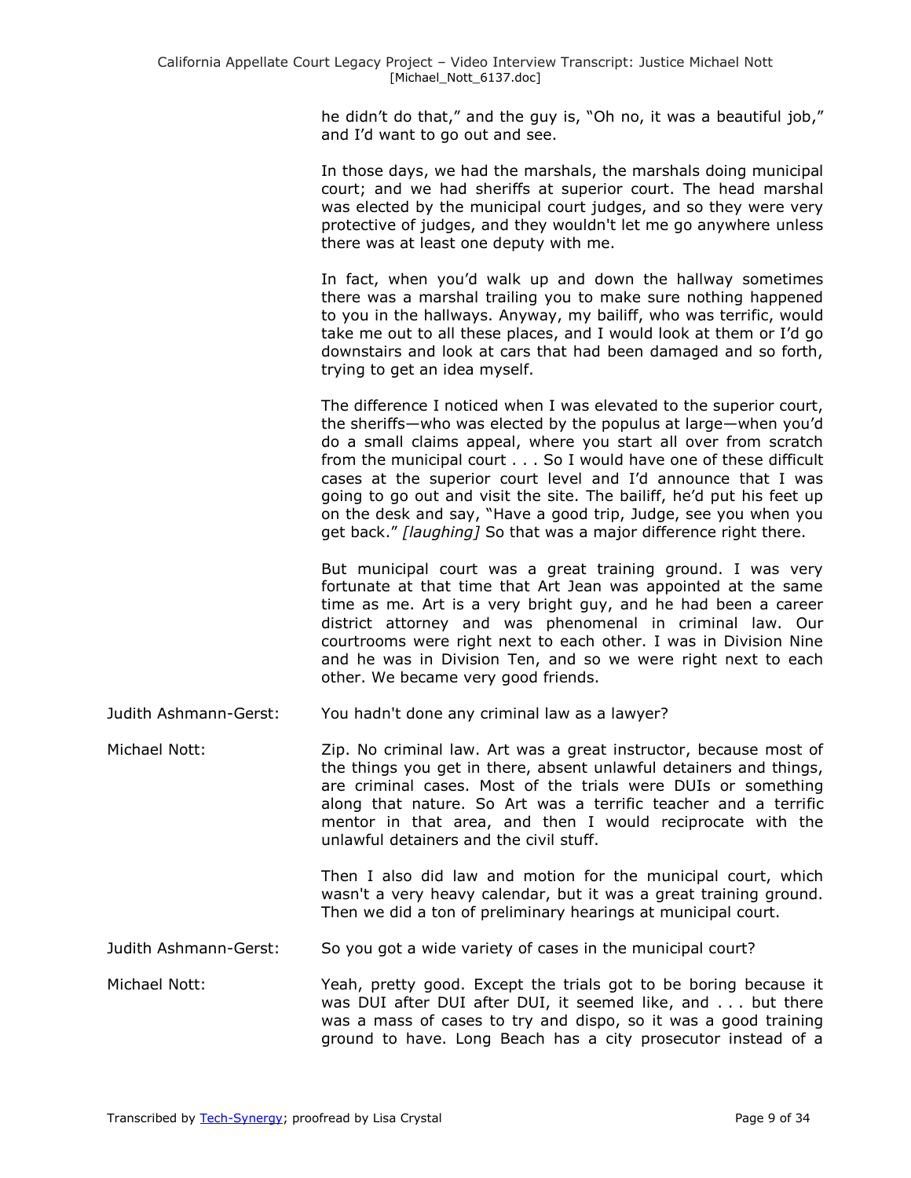he didn't do that," and the guy is, "Oh no, it was a beautiful job," and I'd want to go out and see.

In those days, we had the marshals, the marshals doing municipal court; and we had sheriffs at superior court. The head marshal was elected by the municipal court judges, and so they were very protective of judges, and they wouldn't let me go anywhere unless there was at least one deputy with me.

In fact, when you'd walk up and down the hallway sometimes there was a marshal trailing you to make sure nothing happened to you in the hallways. Anyway, my bailiff, who was terrific, would take me out to all these places, and I would look at them or I'd go downstairs and look at cars that had been damaged and so forth, trying to get an idea myself.

The difference I noticed when I was elevated to the superior court, the sheriffs—who was elected by the populus at large—when you'd do a small claims appeal, where you start all over from scratch from the municipal court . . . So I would have one of these difficult cases at the superior court level and I'd announce that I was going to go out and visit the site. The bailiff, he'd put his feet up on the desk and say, "Have a good trip, Judge, see you when you get back." *[laughing]* So that was a major difference right there.

But municipal court was a great training ground. I was very fortunate at that time that Art Jean was appointed at the same time as me. Art is a very bright guy, and he had been a career district attorney and was phenomenal in criminal law. Our courtrooms were right next to each other. I was in Division Nine and he was in Division Ten, and so we were right next to each other. We became very good friends.

Judith Ashmann-Gerst: You hadn't done any criminal law as a lawyer?

Michael Nott: Zip. No criminal law. Art was a great instructor, because most of the things you get in there, absent unlawful detainers and things, are criminal cases. Most of the trials were DUIs or something along that nature. So Art was a terrific teacher and a terrific mentor in that area, and then I would reciprocate with the unlawful detainers and the civil stuff.

Then I also did law and motion for the municipal court, which wasn't a very heavy calendar, but it was a great training ground. Then we did a ton of preliminary hearings at municipal court.

Judith Ashmann-Gerst: So you got a wide variety of cases in the municipal court?

Michael Nott: Yeah, pretty good. Except the trials got to be boring because it was DUI after DUI after DUI, it seemed like, and . . . but there was a mass of cases to try and dispo, so it was a good training ground to have. Long Beach has a city prosecutor instead of a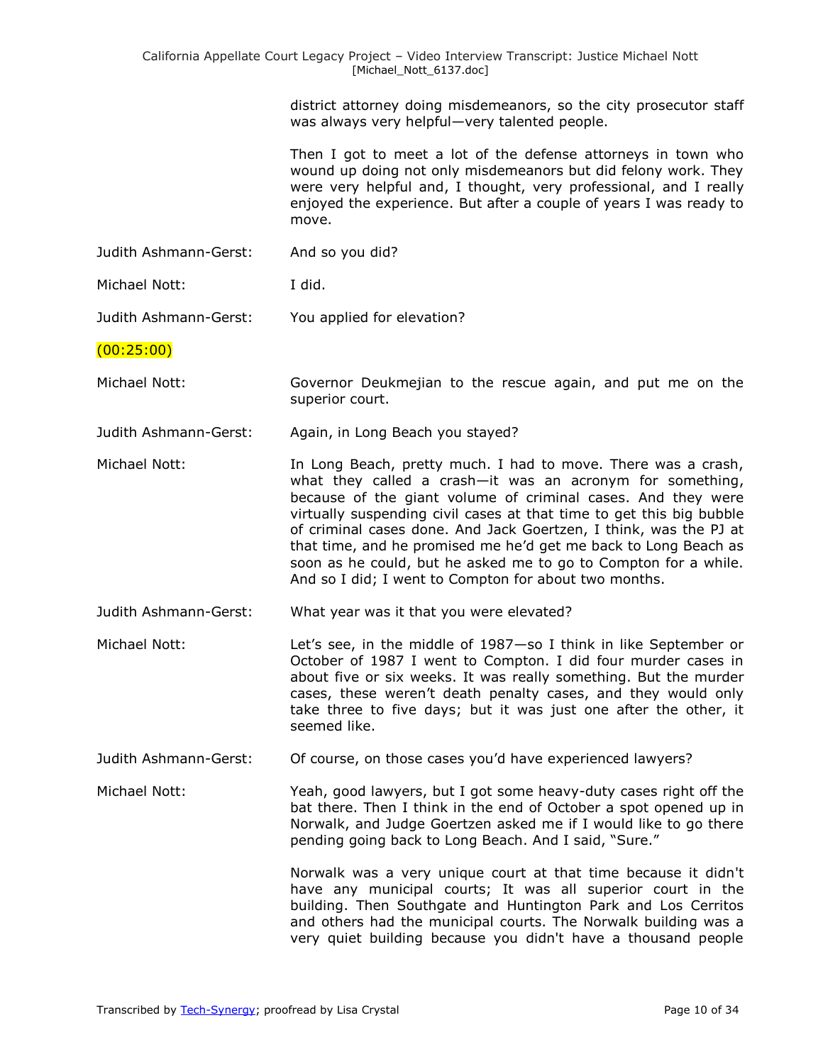district attorney doing misdemeanors, so the city prosecutor staff was always very helpful—very talented people.

Then I got to meet a lot of the defense attorneys in town who wound up doing not only misdemeanors but did felony work. They were very helpful and, I thought, very professional, and I really enjoyed the experience. But after a couple of years I was ready to move.

Judith Ashmann-Gerst: And so you did?

Michael Nott: I did.

Judith Ashmann-Gerst: You applied for elevation?

(00:25:00)

Michael Nott: Governor Deukmejian to the rescue again, and put me on the superior court.

Judith Ashmann-Gerst: Again, in Long Beach you stayed?

Michael Nott: In Long Beach, pretty much. I had to move. There was a crash, what they called a crash—it was an acronym for something, because of the giant volume of criminal cases. And they were virtually suspending civil cases at that time to get this big bubble of criminal cases done. And Jack Goertzen, I think, was the PJ at that time, and he promised me he'd get me back to Long Beach as soon as he could, but he asked me to go to Compton for a while. And so I did; I went to Compton for about two months.

Judith Ashmann-Gerst: What year was it that you were elevated?

Michael Nott: Let's see, in the middle of 1987—so I think in like September or October of 1987 I went to Compton. I did four murder cases in about five or six weeks. It was really something. But the murder cases, these weren't death penalty cases, and they would only take three to five days; but it was just one after the other, it seemed like.

Judith Ashmann-Gerst: Of course, on those cases you'd have experienced lawyers?

Michael Nott: Yeah, good lawyers, but I got some heavy-duty cases right off the bat there. Then I think in the end of October a spot opened up in Norwalk, and Judge Goertzen asked me if I would like to go there pending going back to Long Beach. And I said, "Sure."

Norwalk was a very unique court at that time because it didn't have any municipal courts; It was all superior court in the building. Then Southgate and Huntington Park and Los Cerritos and others had the municipal courts. The Norwalk building was a very quiet building because you didn't have a thousand people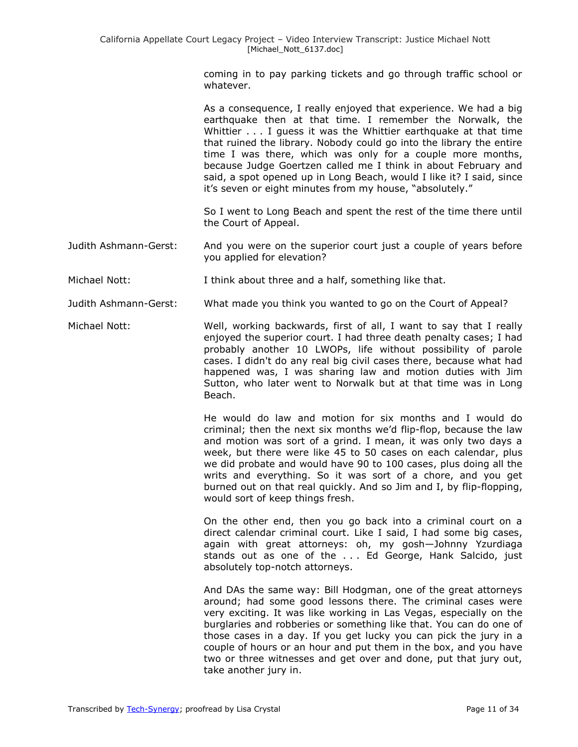coming in to pay parking tickets and go through traffic school or whatever.

As a consequence, I really enjoyed that experience. We had a big earthquake then at that time. I remember the Norwalk, the Whittier . . . I guess it was the Whittier earthquake at that time that ruined the library. Nobody could go into the library the entire time I was there, which was only for a couple more months, because Judge Goertzen called me I think in about February and said, a spot opened up in Long Beach, would I like it? I said, since it's seven or eight minutes from my house, "absolutely."

So I went to Long Beach and spent the rest of the time there until the Court of Appeal.

Judith Ashmann-Gerst: And you were on the superior court just a couple of years before you applied for elevation?

Michael Nott: I think about three and a half, something like that.

Judith Ashmann-Gerst: What made you think you wanted to go on the Court of Appeal?

Michael Nott: Well, working backwards, first of all, I want to say that I really enjoyed the superior court. I had three death penalty cases; I had probably another 10 LWOPs, life without possibility of parole cases. I didn't do any real big civil cases there, because what had happened was, I was sharing law and motion duties with Jim Sutton, who later went to Norwalk but at that time was in Long Beach.

He would do law and motion for six months and I would do criminal; then the next six months we'd flip-flop, because the law and motion was sort of a grind. I mean, it was only two days a week, but there were like 45 to 50 cases on each calendar, plus we did probate and would have 90 to 100 cases, plus doing all the writs and everything. So it was sort of a chore, and you get burned out on that real quickly. And so Jim and I, by flip-flopping, would sort of keep things fresh.

On the other end, then you go back into a criminal court on a direct calendar criminal court. Like I said, I had some big cases, again with great attorneys: oh, my gosh—Johnny Yzurdiaga stands out as one of the . . . Ed George, Hank Salcido, just absolutely top-notch attorneys.

And DAs the same way: Bill Hodgman, one of the great attorneys around; had some good lessons there. The criminal cases were very exciting. It was like working in Las Vegas, especially on the burglaries and robberies or something like that. You can do one of those cases in a day. If you get lucky you can pick the jury in a couple of hours or an hour and put them in the box, and you have two or three witnesses and get over and done, put that jury out, take another jury in.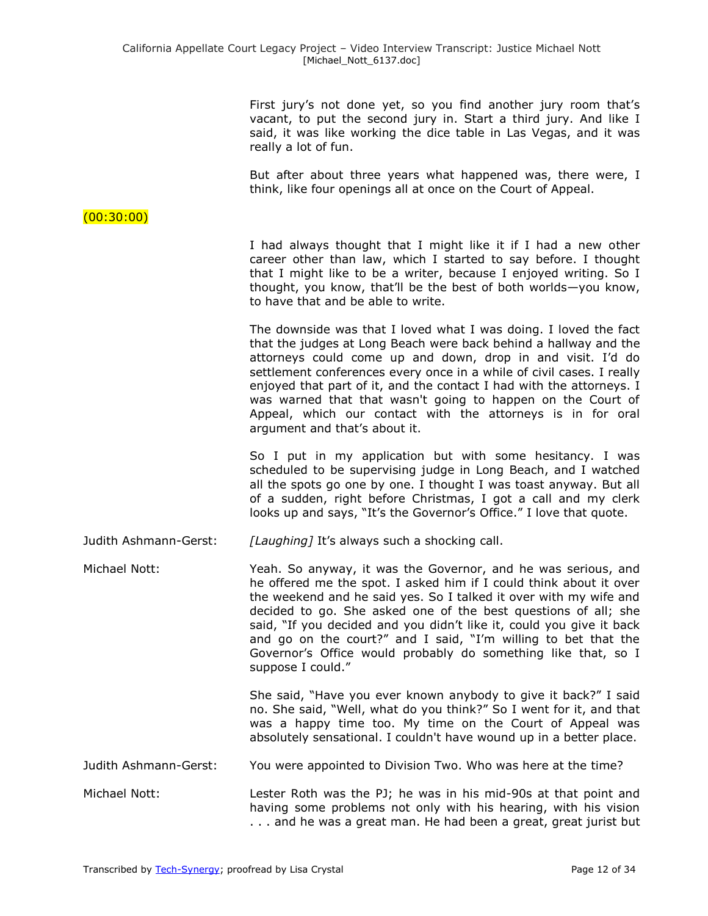First jury's not done yet, so you find another jury room that's vacant, to put the second jury in. Start a third jury. And like I said, it was like working the dice table in Las Vegas, and it was really a lot of fun.

But after about three years what happened was, there were, I think, like four openings all at once on the Court of Appeal.

(00:30:00)

I had always thought that I might like it if I had a new other career other than law, which I started to say before. I thought that I might like to be a writer, because I enjoyed writing. So I thought, you know, that'll be the best of both worlds—you know, to have that and be able to write.

The downside was that I loved what I was doing. I loved the fact that the judges at Long Beach were back behind a hallway and the attorneys could come up and down, drop in and visit. I'd do settlement conferences every once in a while of civil cases. I really enjoyed that part of it, and the contact I had with the attorneys. I was warned that that wasn't going to happen on the Court of Appeal, which our contact with the attorneys is in for oral argument and that's about it.

So I put in my application but with some hesitancy. I was scheduled to be supervising judge in Long Beach, and I watched all the spots go one by one. I thought I was toast anyway. But all of a sudden, right before Christmas, I got a call and my clerk looks up and says, "It's the Governor's Office." I love that quote.

Judith Ashmann-Gerst: *[Laughing]* It's always such a shocking call.

Michael Nott: Yeah. So anyway, it was the Governor, and he was serious, and he offered me the spot. I asked him if I could think about it over the weekend and he said yes. So I talked it over with my wife and decided to go. She asked one of the best questions of all; she said, "If you decided and you didn't like it, could you give it back and go on the court?" and I said, "I'm willing to bet that the Governor's Office would probably do something like that, so I suppose I could."

She said, "Have you ever known anybody to give it back?" I said no. She said, "Well, what do you think?" So I went for it, and that was a happy time too. My time on the Court of Appeal was absolutely sensational. I couldn't have wound up in a better place.

Judith Ashmann-Gerst: You were appointed to Division Two. Who was here at the time?

Michael Nott: Lester Roth was the PJ; he was in his mid-90s at that point and having some problems not only with his hearing, with his vision . . . and he was a great man. He had been a great, great jurist but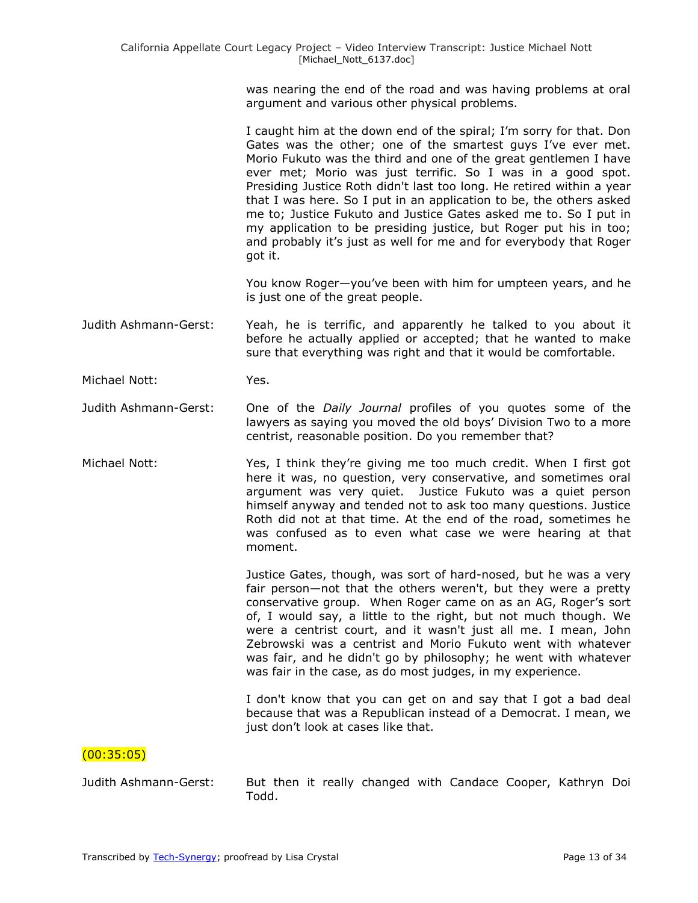was nearing the end of the road and was having problems at oral argument and various other physical problems.

I caught him at the down end of the spiral; I'm sorry for that. Don Gates was the other; one of the smartest guys I've ever met. Morio Fukuto was the third and one of the great gentlemen I have ever met; Morio was just terrific. So I was in a good spot. Presiding Justice Roth didn't last too long. He retired within a year that I was here. So I put in an application to be, the others asked me to; Justice Fukuto and Justice Gates asked me to. So I put in my application to be presiding justice, but Roger put his in too; and probably it's just as well for me and for everybody that Roger got it.

You know Roger—you've been with him for umpteen years, and he is just one of the great people.

**Judith Ashmann-Gerst:** Yeah, he is terrific, and apparently he talked to you about it before he actually applied or accepted; that he wanted to make sure that everything was right and that it would be comfortable.

**Michael Nott:** Yes.

**Judith Ashmann-Gerst:** One of the *Daily Journal* profiles of you quotes some of the lawyers as saying you moved the old boys' Division Two to a more centrist, reasonable position. Do you remember that?

**Michael Nott:** Yes, I think they're giving me too much credit. When I first got here it was, no question, very conservative, and sometimes oral argument was very quiet. Justice Fukuto was a quiet person himself anyway and tended not to ask too many questions. Justice Roth did not at that time. At the end of the road, sometimes he was confused as to even what case we were hearing at that moment.

Justice Gates, though, was sort of hard-nosed, but he was a very fair person—not that the others weren't, but they were a pretty conservative group. When Roger came on as an AG, Roger's sort of, I would say, a little to the right, but not much though. We were a centrist court, and it wasn't just all me. I mean, John Zebrowski was a centrist and Morio Fukuto went with whatever was fair, and he didn't go by philosophy; he went with whatever was fair in the case, as do most judges, in my experience.

I don't know that you can get on and say that I got a bad deal because that was a Republican instead of a Democrat. I mean, we just don't look at cases like that.

(00:35:05)

**Judith Ashmann-Gerst:** But then it really changed with Candace Cooper, Kathryn Doi Todd.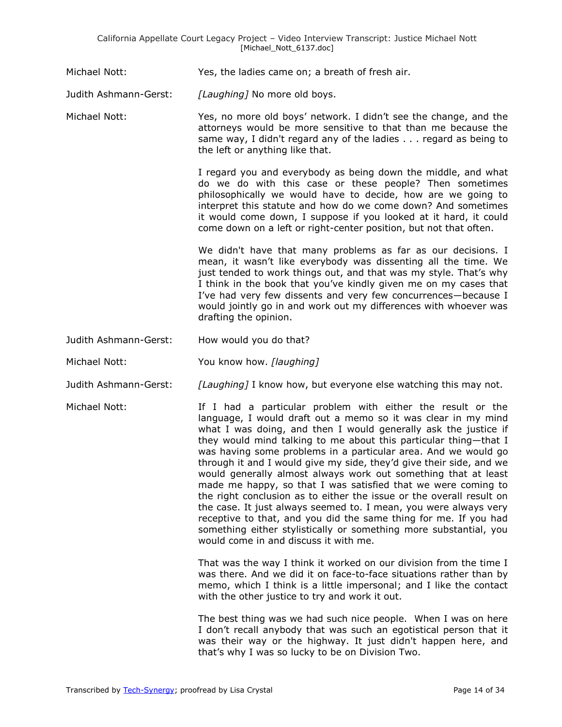Michael Nott: Yes, the ladies came on; a breath of fresh air.

Judith Ashmann-Gerst: *[Laughing]* No more old boys.

Michael Nott: Yes, no more old boys' network. I didn't see the change, and the attorneys would be more sensitive to that than me because the same way, I didn't regard any of the ladies . . . regard as being to the left or anything like that.

I regard you and everybody as being down the middle, and what do we do with this case or these people? Then sometimes philosophically we would have to decide, how are we going to interpret this statute and how do we come down? And sometimes it would come down, I suppose if you looked at it hard, it could come down on a left or right-center position, but not that often.

We didn't have that many problems as far as our decisions. I mean, it wasn't like everybody was dissenting all the time. We just tended to work things out, and that was my style. That's why I think in the book that you've kindly given me on my cases that I've had very few dissents and very few concurrences—because I would jointly go in and work out my differences with whoever was drafting the opinion.

Judith Ashmann-Gerst: How would you do that?

Michael Nott: You know how. *[laughing]*

Judith Ashmann-Gerst: *[Laughing]* I know how, but everyone else watching this may not.

Michael Nott: If I had a particular problem with either the result or the language, I would draft out a memo so it was clear in my mind what I was doing, and then I would generally ask the justice if they would mind talking to me about this particular thing—that I was having some problems in a particular area. And we would go through it and I would give my side, they'd give their side, and we would generally almost always work out something that at least made me happy, so that I was satisfied that we were coming to the right conclusion as to either the issue or the overall result on the case. It just always seemed to. I mean, you were always very receptive to that, and you did the same thing for me. If you had something either stylistically or something more substantial, you would come in and discuss it with me.

That was the way I think it worked on our division from the time I was there. And we did it on face-to-face situations rather than by memo, which I think is a little impersonal; and I like the contact with the other justice to try and work it out.

The best thing was we had such nice people. When I was on here I don't recall anybody that was such an egotistical person that it was their way or the highway. It just didn't happen here, and that's why I was so lucky to be on Division Two.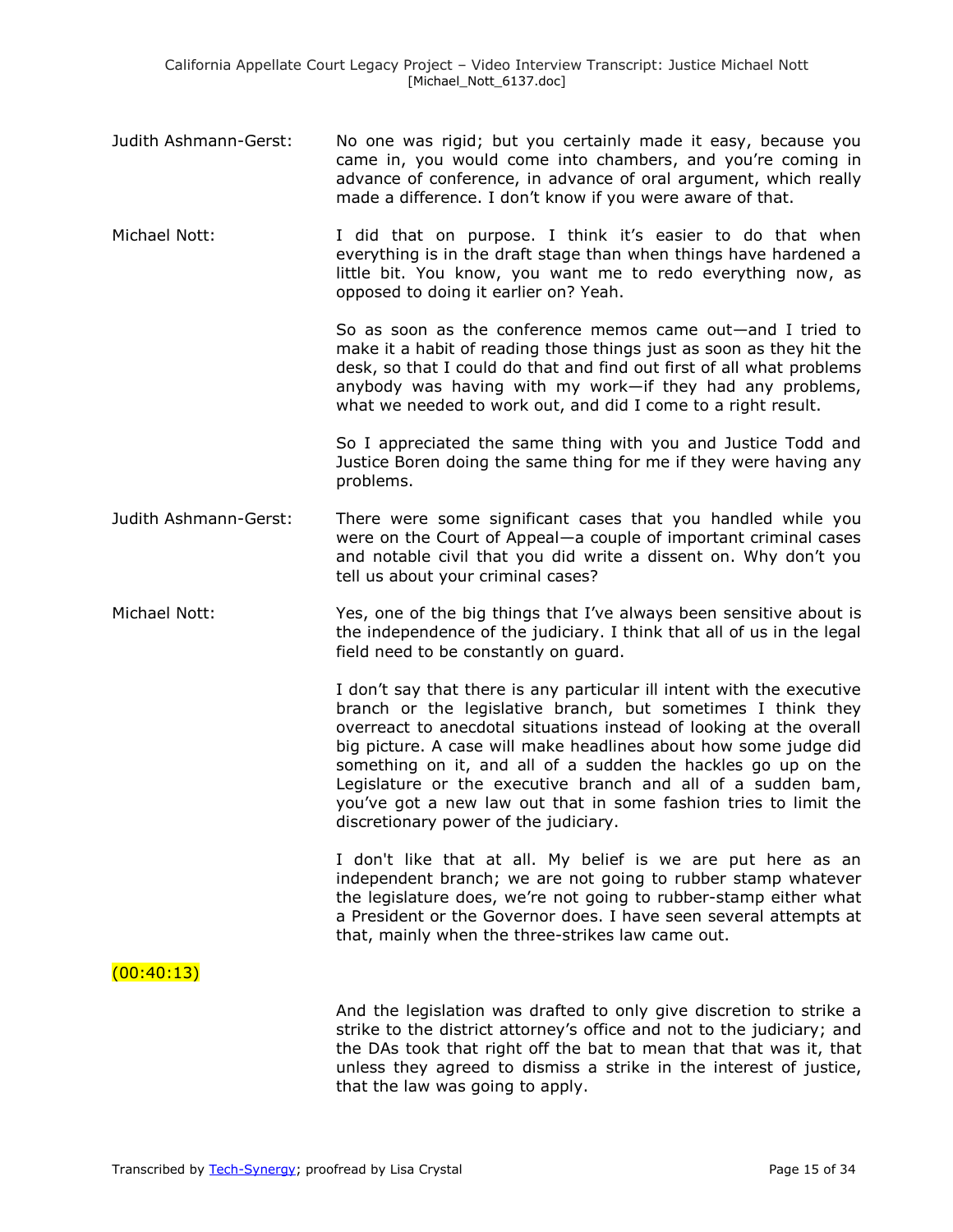Judith Ashmann-Gerst: No one was rigid; but you certainly made it easy, because you came in, you would come into chambers, and you're coming in advance of conference, in advance of oral argument, which really made a difference. I don't know if you were aware of that.

Michael Nott: I did that on purpose. I think it's easier to do that when everything is in the draft stage than when things have hardened a little bit. You know, you want me to redo everything now, as opposed to doing it earlier on? Yeah.

So as soon as the conference memos came out—and I tried to make it a habit of reading those things just as soon as they hit the desk, so that I could do that and find out first of all what problems anybody was having with my work—if they had any problems, what we needed to work out, and did I come to a right result.

So I appreciated the same thing with you and Justice Todd and Justice Boren doing the same thing for me if they were having any problems.

Judith Ashmann-Gerst: There were some significant cases that you handled while you were on the Court of Appeal—a couple of important criminal cases and notable civil that you did write a dissent on. Why don't you tell us about your criminal cases?

Michael Nott: Yes, one of the big things that I've always been sensitive about is the independence of the judiciary. I think that all of us in the legal field need to be constantly on guard.

I don't say that there is any particular ill intent with the executive branch or the legislative branch, but sometimes I think they overreact to anecdotal situations instead of looking at the overall big picture. A case will make headlines about how some judge did something on it, and all of a sudden the hackles go up on the Legislature or the executive branch and all of a sudden bam, you've got a new law out that in some fashion tries to limit the discretionary power of the judiciary.

I don't like that at all. My belief is we are put here as an independent branch; we are not going to rubber stamp whatever the legislature does, we're not going to rubber-stamp either what a President or the Governor does. I have seen several attempts at that, mainly when the three-strikes law came out.

(00:40:13)

And the legislation was drafted to only give discretion to strike a strike to the district attorney's office and not to the judiciary; and the DAs took that right off the bat to mean that that was it, that unless they agreed to dismiss a strike in the interest of justice, that the law was going to apply.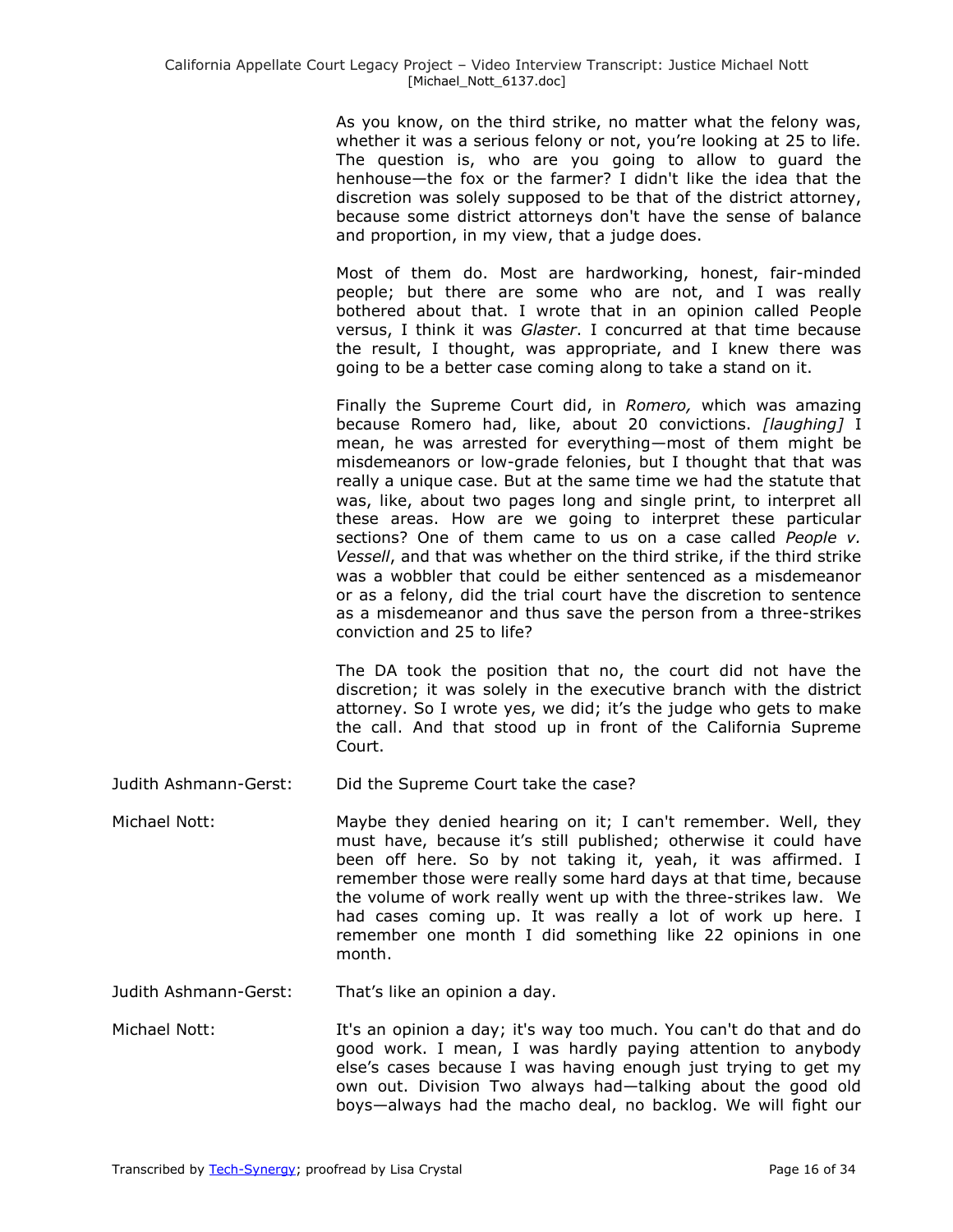As you know, on the third strike, no matter what the felony was, whether it was a serious felony or not, you're looking at 25 to life. The question is, who are you going to allow to guard the henhouse—the fox or the farmer? I didn't like the idea that the discretion was solely supposed to be that of the district attorney, because some district attorneys don't have the sense of balance and proportion, in my view, that a judge does.

Most of them do. Most are hardworking, honest, fair-minded people; but there are some who are not, and I was really bothered about that. I wrote that in an opinion called People versus, I think it was *Glaster*. I concurred at that time because the result, I thought, was appropriate, and I knew there was going to be a better case coming along to take a stand on it.

Finally the Supreme Court did, in *Romero,* which was amazing because Romero had, like, about 20 convictions. *[laughing]* I mean, he was arrested for everything—most of them might be misdemeanors or low-grade felonies, but I thought that that was really a unique case. But at the same time we had the statute that was, like, about two pages long and single print, to interpret all these areas. How are we going to interpret these particular sections? One of them came to us on a case called *People v. Vessell*, and that was whether on the third strike, if the third strike was a wobbler that could be either sentenced as a misdemeanor or as a felony, did the trial court have the discretion to sentence as a misdemeanor and thus save the person from a three-strikes conviction and 25 to life?

The DA took the position that no, the court did not have the discretion; it was solely in the executive branch with the district attorney. So I wrote yes, we did; it's the judge who gets to make the call. And that stood up in front of the California Supreme Court.

Judith Ashmann-Gerst: Did the Supreme Court take the case?

Michael Nott: Maybe they denied hearing on it; I can't remember. Well, they must have, because it's still published; otherwise it could have been off here. So by not taking it, yeah, it was affirmed. I remember those were really some hard days at that time, because the volume of work really went up with the three-strikes law. We had cases coming up. It was really a lot of work up here. I remember one month I did something like 22 opinions in one month.

Judith Ashmann-Gerst: That's like an opinion a day.

Michael Nott: It's an opinion a day; it's way too much. You can't do that and do good work. I mean, I was hardly paying attention to anybody else's cases because I was having enough just trying to get my own out. Division Two always had—talking about the good old boys—always had the macho deal, no backlog. We will fight our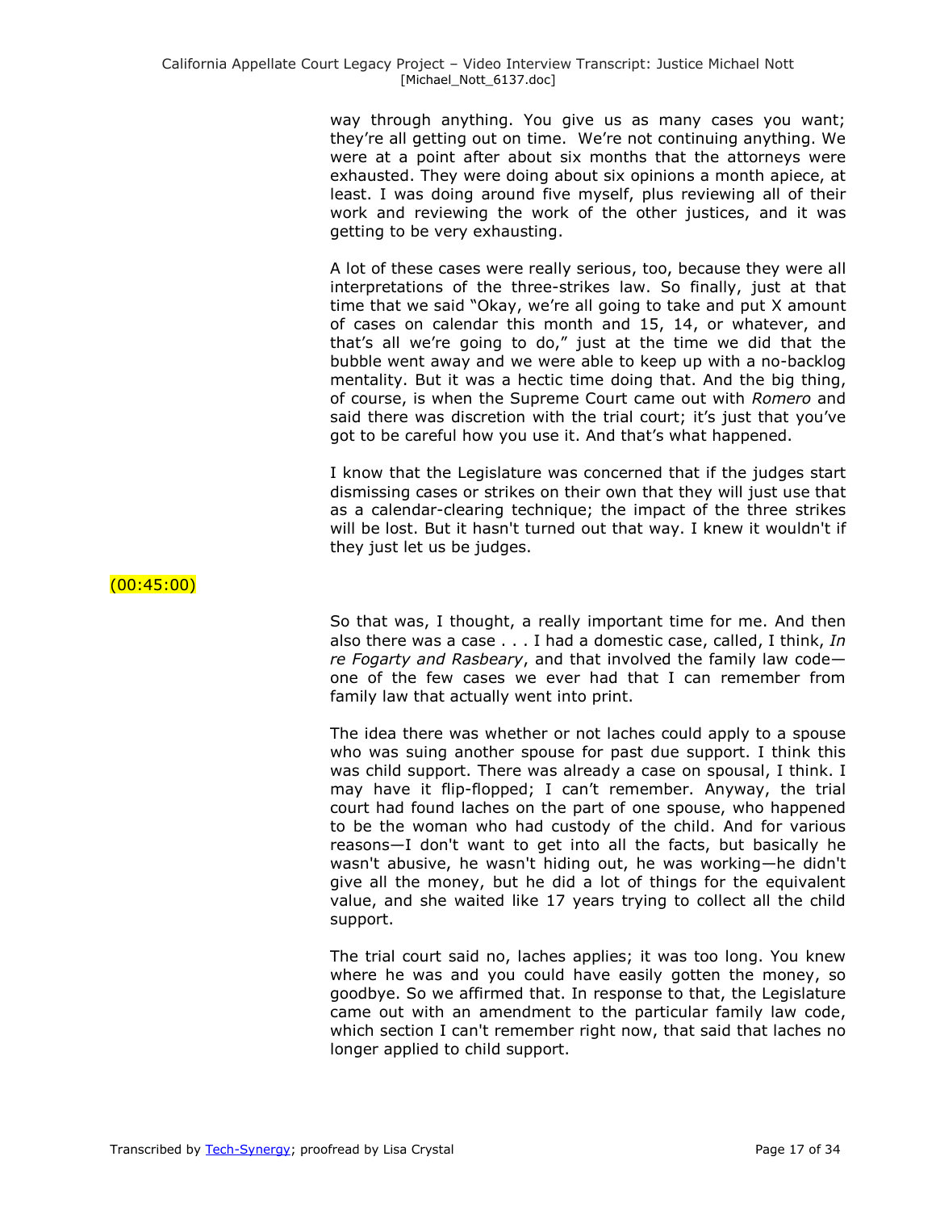way through anything. You give us as many cases you want; they're all getting out on time. We're not continuing anything. We were at a point after about six months that the attorneys were exhausted. They were doing about six opinions a month apiece, at least. I was doing around five myself, plus reviewing all of their work and reviewing the work of the other justices, and it was getting to be very exhausting.

A lot of these cases were really serious, too, because they were all interpretations of the three-strikes law. So finally, just at that time that we said "Okay, we're all going to take and put X amount of cases on calendar this month and 15, 14, or whatever, and that's all we're going to do," just at the time we did that the bubble went away and we were able to keep up with a no-backlog mentality. But it was a hectic time doing that. And the big thing, of course, is when the Supreme Court came out with *Romero* and said there was discretion with the trial court; it's just that you've got to be careful how you use it. And that's what happened.

I know that the Legislature was concerned that if the judges start dismissing cases or strikes on their own that they will just use that as a calendar-clearing technique; the impact of the three strikes will be lost. But it hasn't turned out that way. I knew it wouldn't if they just let us be judges.

(00:45:00)

So that was, I thought, a really important time for me. And then also there was a case . . . I had a domestic case, called, I think, *In re Fogarty and Rasbeary*, and that involved the family law code—one of the few cases we ever had that I can remember from family law that actually went into print.

The idea there was whether or not laches could apply to a spouse who was suing another spouse for past due support. I think this was child support. There was already a case on spousal, I think. I may have it flip-flopped; I can't remember. Anyway, the trial court had found laches on the part of one spouse, who happened to be the woman who had custody of the child. And for various reasons—I don't want to get into all the facts, but basically he wasn't abusive, he wasn't hiding out, he was working—he didn't give all the money, but he did a lot of things for the equivalent value, and she waited like 17 years trying to collect all the child support.

The trial court said no, laches applies; it was too long. You knew where he was and you could have easily gotten the money, so goodbye. So we affirmed that. In response to that, the Legislature came out with an amendment to the particular family law code, which section I can't remember right now, that said that laches no longer applied to child support.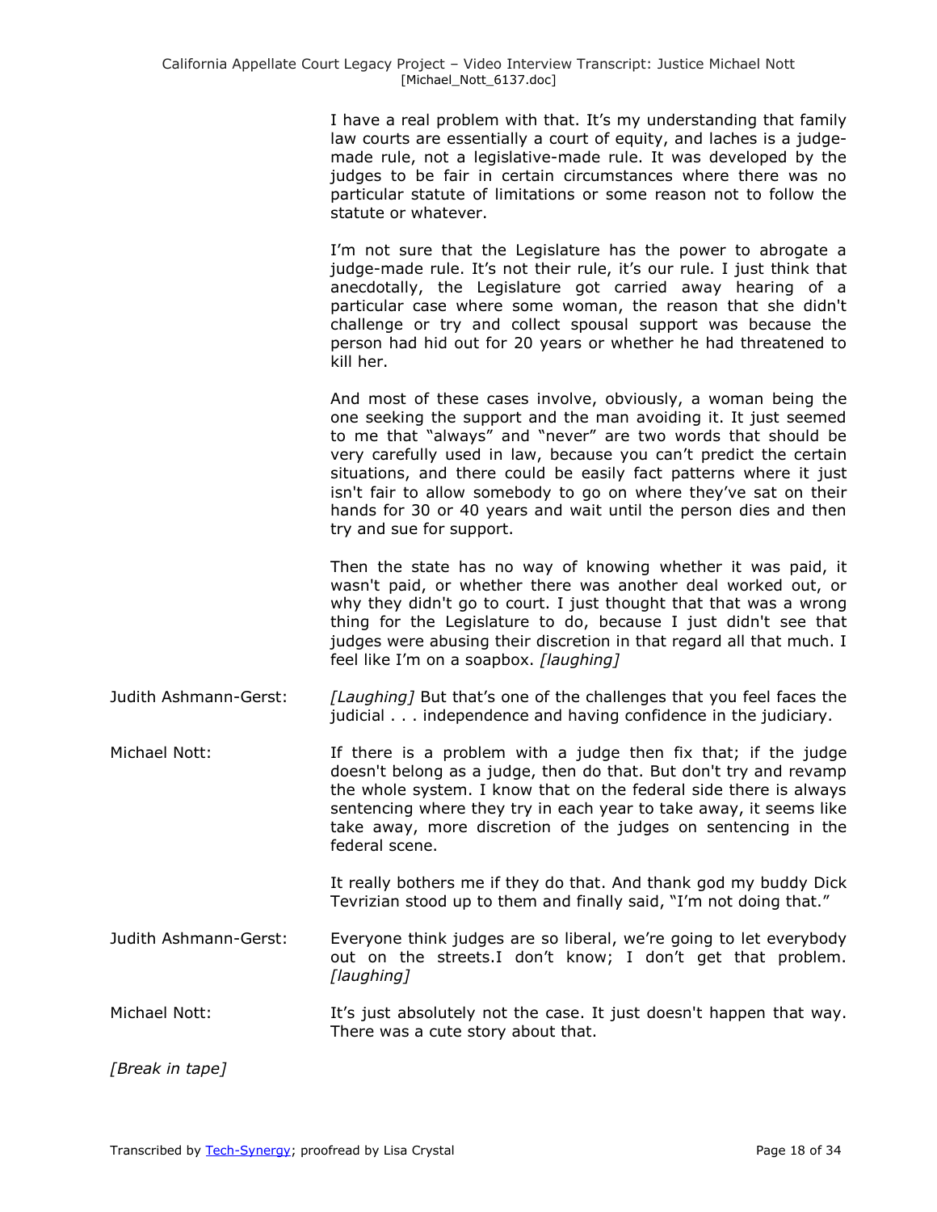I have a real problem with that. It's my understanding that family law courts are essentially a court of equity, and laches is a judge-made rule, not a legislative-made rule. It was developed by the judges to be fair in certain circumstances where there was no particular statute of limitations or some reason not to follow the statute or whatever.

I'm not sure that the Legislature has the power to abrogate a judge-made rule. It's not their rule, it's our rule. I just think that anecdotally, the Legislature got carried away hearing of a particular case where some woman, the reason that she didn't challenge or try and collect spousal support was because the person had hid out for 20 years or whether he had threatened to kill her.

And most of these cases involve, obviously, a woman being the one seeking the support and the man avoiding it. It just seemed to me that "always" and "never" are two words that should be very carefully used in law, because you can't predict the certain situations, and there could be easily fact patterns where it just isn't fair to allow somebody to go on where they've sat on their hands for 30 or 40 years and wait until the person dies and then try and sue for support.

Then the state has no way of knowing whether it was paid, it wasn't paid, or whether there was another deal worked out, or why they didn't go to court. I just thought that that was a wrong thing for the Legislature to do, because I just didn't see that judges were abusing their discretion in that regard all that much. I feel like I'm on a soapbox. *[laughing]*

Judith Ashmann-Gerst: *[Laughing]* But that's one of the challenges that you feel faces the judicial . . . independence and having confidence in the judiciary.

Michael Nott: If there is a problem with a judge then fix that; if the judge doesn't belong as a judge, then do that. But don't try and revamp the whole system. I know that on the federal side there is always sentencing where they try in each year to take away, it seems like take away, more discretion of the judges on sentencing in the federal scene.

It really bothers me if they do that. And thank god my buddy Dick Tevrizian stood up to them and finally said, "I'm not doing that."

Judith Ashmann-Gerst: Everyone think judges are so liberal, we're going to let everybody out on the streets.I don't know; I don't get that problem. *[laughing]*

Michael Nott: It's just absolutely not the case. It just doesn't happen that way. There was a cute story about that.

*[Break in tape]*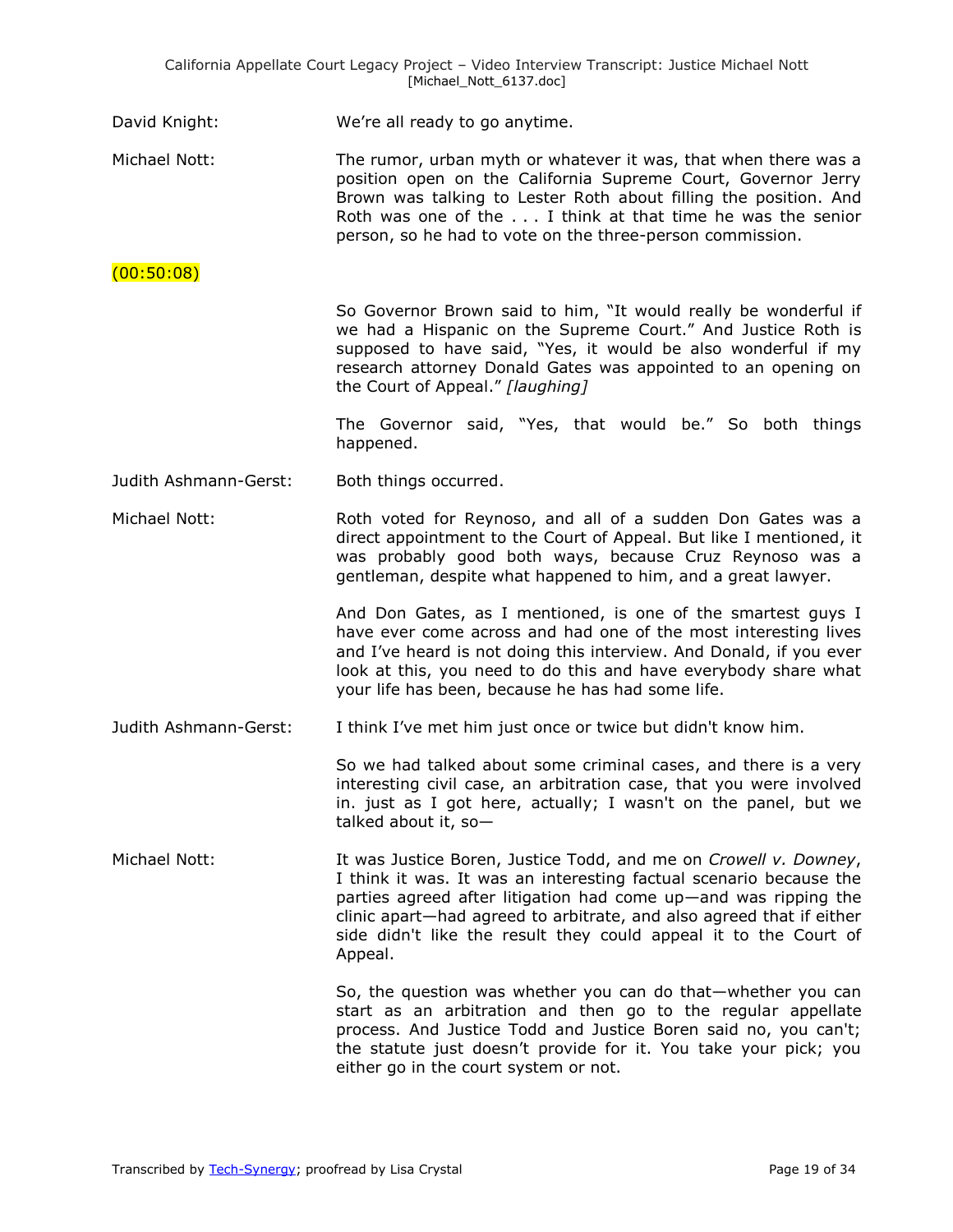David Knight: We're all ready to go anytime.

Michael Nott: The rumor, urban myth or whatever it was, that when there was a position open on the California Supreme Court, Governor Jerry Brown was talking to Lester Roth about filling the position. And Roth was one of the . . . I think at that time he was the senior person, so he had to vote on the three-person commission.

(00:50:08)

So Governor Brown said to him, "It would really be wonderful if we had a Hispanic on the Supreme Court." And Justice Roth is supposed to have said, "Yes, it would be also wonderful if my research attorney Donald Gates was appointed to an opening on the Court of Appeal." *[laughing]*

The Governor said, "Yes, that would be." So both things happened.

Judith Ashmann-Gerst: Both things occurred.

Michael Nott: Roth voted for Reynoso, and all of a sudden Don Gates was a direct appointment to the Court of Appeal. But like I mentioned, it was probably good both ways, because Cruz Reynoso was a gentleman, despite what happened to him, and a great lawyer.

And Don Gates, as I mentioned, is one of the smartest guys I have ever come across and had one of the most interesting lives and I've heard is not doing this interview. And Donald, if you ever look at this, you need to do this and have everybody share what your life has been, because he has had some life.

Judith Ashmann-Gerst: I think I've met him just once or twice but didn't know him.

So we had talked about some criminal cases, and there is a very interesting civil case, an arbitration case, that you were involved in. just as I got here, actually; I wasn't on the panel, but we talked about it, so—

Michael Nott: It was Justice Boren, Justice Todd, and me on *Crowell v. Downey*, I think it was. It was an interesting factual scenario because the parties agreed after litigation had come up—and was ripping the clinic apart—had agreed to arbitrate, and also agreed that if either side didn't like the result they could appeal it to the Court of Appeal.

So, the question was whether you can do that—whether you can start as an arbitration and then go to the regular appellate process. And Justice Todd and Justice Boren said no, you can't; the statute just doesn't provide for it. You take your pick; you either go in the court system or not.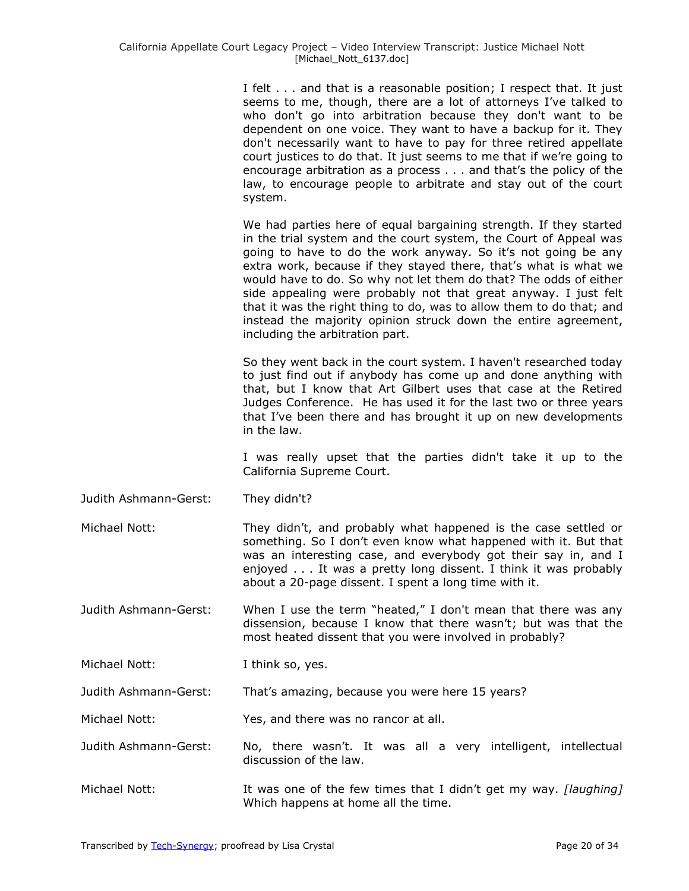I felt . . . and that is a reasonable position; I respect that. It just seems to me, though, there are a lot of attorneys I've talked to who don't go into arbitration because they don't want to be dependent on one voice. They want to have a backup for it. They don't necessarily want to have to pay for three retired appellate court justices to do that. It just seems to me that if we're going to encourage arbitration as a process . . . and that's the policy of the law, to encourage people to arbitrate and stay out of the court system.

We had parties here of equal bargaining strength. If they started in the trial system and the court system, the Court of Appeal was going to have to do the work anyway. So it's not going be any extra work, because if they stayed there, that's what is what we would have to do. So why not let them do that? The odds of either side appealing were probably not that great anyway. I just felt that it was the right thing to do, was to allow them to do that; and instead the majority opinion struck down the entire agreement, including the arbitration part.

So they went back in the court system. I haven't researched today to just find out if anybody has come up and done anything with that, but I know that Art Gilbert uses that case at the Retired Judges Conference. He has used it for the last two or three years that I've been there and has brought it up on new developments in the law.

I was really upset that the parties didn't take it up to the California Supreme Court.

Judith Ashmann-Gerst: They didn't?

Michael Nott: They didn't, and probably what happened is the case settled or something. So I don't even know what happened with it. But that was an interesting case, and everybody got their say in, and I enjoyed . . . It was a pretty long dissent. I think it was probably about a 20-page dissent. I spent a long time with it.

Judith Ashmann-Gerst: When I use the term "heated," I don't mean that there was any dissension, because I know that there wasn't; but was that the most heated dissent that you were involved in probably?

Michael Nott: I think so, yes.

Judith Ashmann-Gerst: That's amazing, because you were here 15 years?

Michael Nott: Yes, and there was no rancor at all.

Judith Ashmann-Gerst: No, there wasn't. It was all a very intelligent, intellectual discussion of the law.

Michael Nott: It was one of the few times that I didn't get my way. *[laughing]* Which happens at home all the time.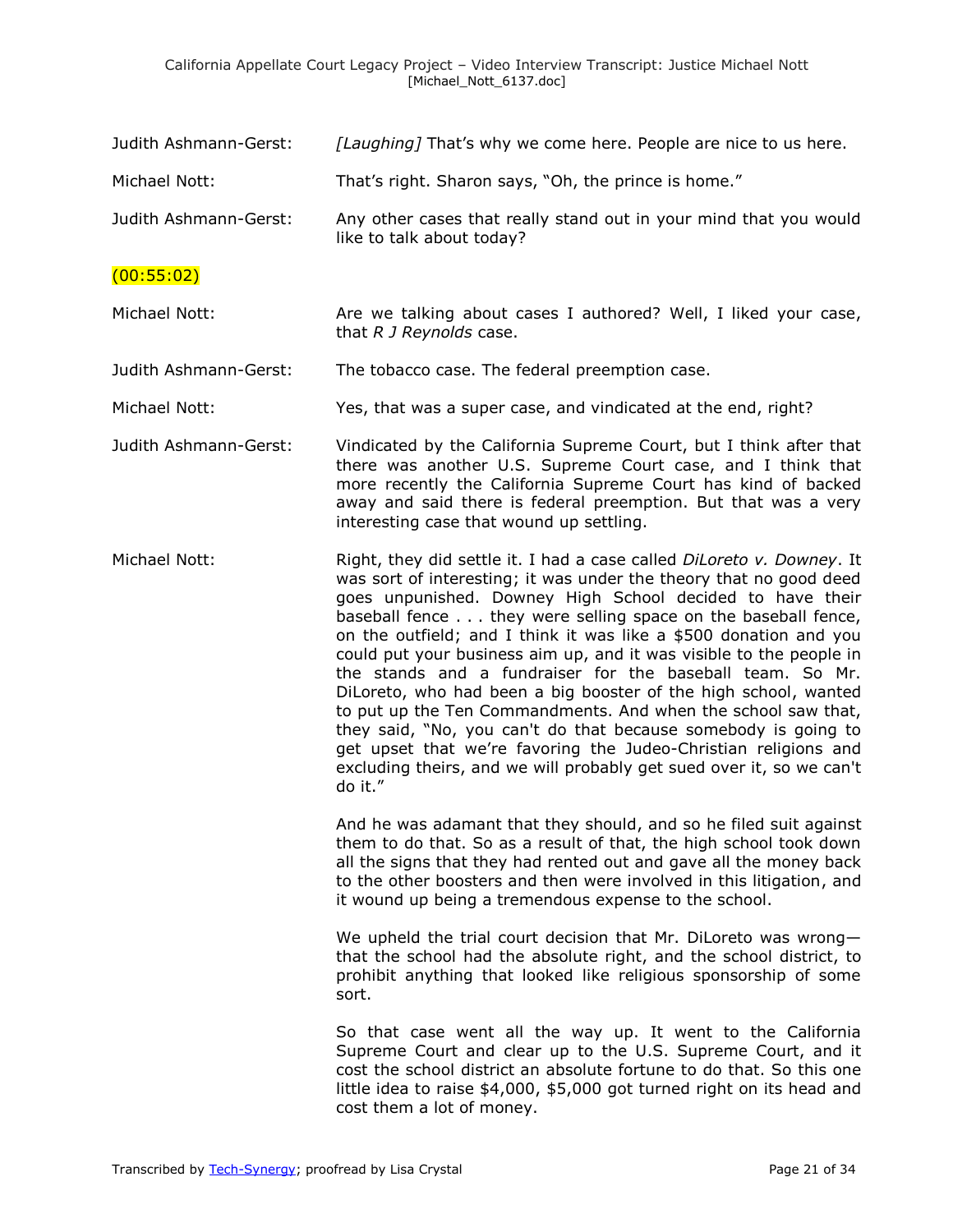Judith Ashmann-Gerst: *[Laughing]* That's why we come here. People are nice to us here.

Michael Nott: That's right. Sharon says, "Oh, the prince is home."

Judith Ashmann-Gerst: Any other cases that really stand out in your mind that you would like to talk about today?

(00:55:02)

Michael Nott: Are we talking about cases I authored? Well, I liked your case, that *R J Reynolds* case.

Judith Ashmann-Gerst: The tobacco case. The federal preemption case.

Michael Nott: Yes, that was a super case, and vindicated at the end, right?

Judith Ashmann-Gerst: Vindicated by the California Supreme Court, but I think after that there was another U.S. Supreme Court case, and I think that more recently the California Supreme Court has kind of backed away and said there is federal preemption. But that was a very interesting case that wound up settling.

Michael Nott: Right, they did settle it. I had a case called *DiLoreto v. Downey*. It was sort of interesting; it was under the theory that no good deed goes unpunished. Downey High School decided to have their baseball fence . . . they were selling space on the baseball fence, on the outfield; and I think it was like a $500 donation and you could put your business aim up, and it was visible to the people in the stands and a fundraiser for the baseball team. So Mr. DiLoreto, who had been a big booster of the high school, wanted to put up the Ten Commandments. And when the school saw that, they said, "No, you can't do that because somebody is going to get upset that we're favoring the Judeo-Christian religions and excluding theirs, and we will probably get sued over it, so we can't do it."

And he was adamant that they should, and so he filed suit against them to do that. So as a result of that, the high school took down all the signs that they had rented out and gave all the money back to the other boosters and then were involved in this litigation, and it wound up being a tremendous expense to the school.

We upheld the trial court decision that Mr. DiLoreto was wrong—that the school had the absolute right, and the school district, to prohibit anything that looked like religious sponsorship of some sort.

So that case went all the way up. It went to the California Supreme Court and clear up to the U.S. Supreme Court, and it cost the school district an absolute fortune to do that. So this one little idea to raise $4,000, $5,000 got turned right on its head and cost them a lot of money.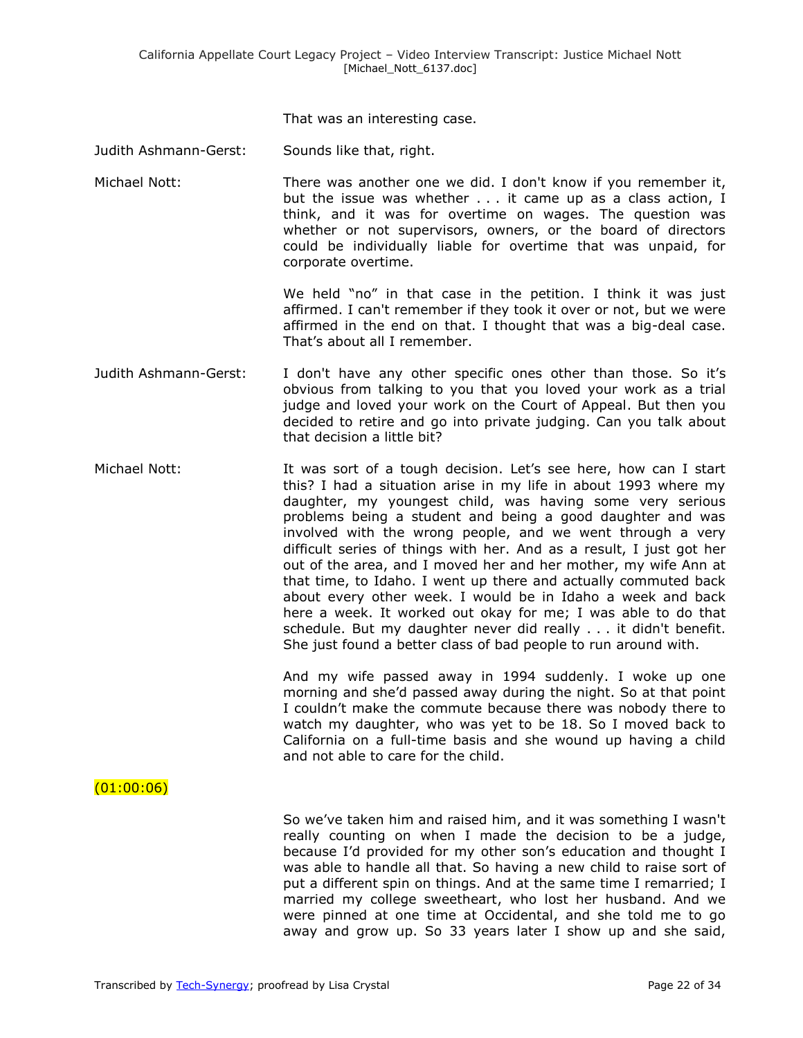That was an interesting case.

Judith Ashmann-Gerst: Sounds like that, right.

Michael Nott: There was another one we did. I don't know if you remember it, but the issue was whether . . . it came up as a class action, I think, and it was for overtime on wages. The question was whether or not supervisors, owners, or the board of directors could be individually liable for overtime that was unpaid, for corporate overtime.

We held "no" in that case in the petition. I think it was just affirmed. I can't remember if they took it over or not, but we were affirmed in the end on that. I thought that was a big-deal case. That's about all I remember.

Judith Ashmann-Gerst: I don't have any other specific ones other than those. So it's obvious from talking to you that you loved your work as a trial judge and loved your work on the Court of Appeal. But then you decided to retire and go into private judging. Can you talk about that decision a little bit?

Michael Nott: It was sort of a tough decision. Let's see here, how can I start this? I had a situation arise in my life in about 1993 where my daughter, my youngest child, was having some very serious problems being a student and being a good daughter and was involved with the wrong people, and we went through a very difficult series of things with her. And as a result, I just got her out of the area, and I moved her and her mother, my wife Ann at that time, to Idaho. I went up there and actually commuted back about every other week. I would be in Idaho a week and back here a week. It worked out okay for me; I was able to do that schedule. But my daughter never did really . . . it didn't benefit. She just found a better class of bad people to run around with.

And my wife passed away in 1994 suddenly. I woke up one morning and she'd passed away during the night. So at that point I couldn't make the commute because there was nobody there to watch my daughter, who was yet to be 18. So I moved back to California on a full-time basis and she wound up having a child and not able to care for the child.

(01:00:06)

So we've taken him and raised him, and it was something I wasn't really counting on when I made the decision to be a judge, because I'd provided for my other son's education and thought I was able to handle all that. So having a new child to raise sort of put a different spin on things. And at the same time I remarried; I married my college sweetheart, who lost her husband. And we were pinned at one time at Occidental, and she told me to go away and grow up. So 33 years later I show up and she said,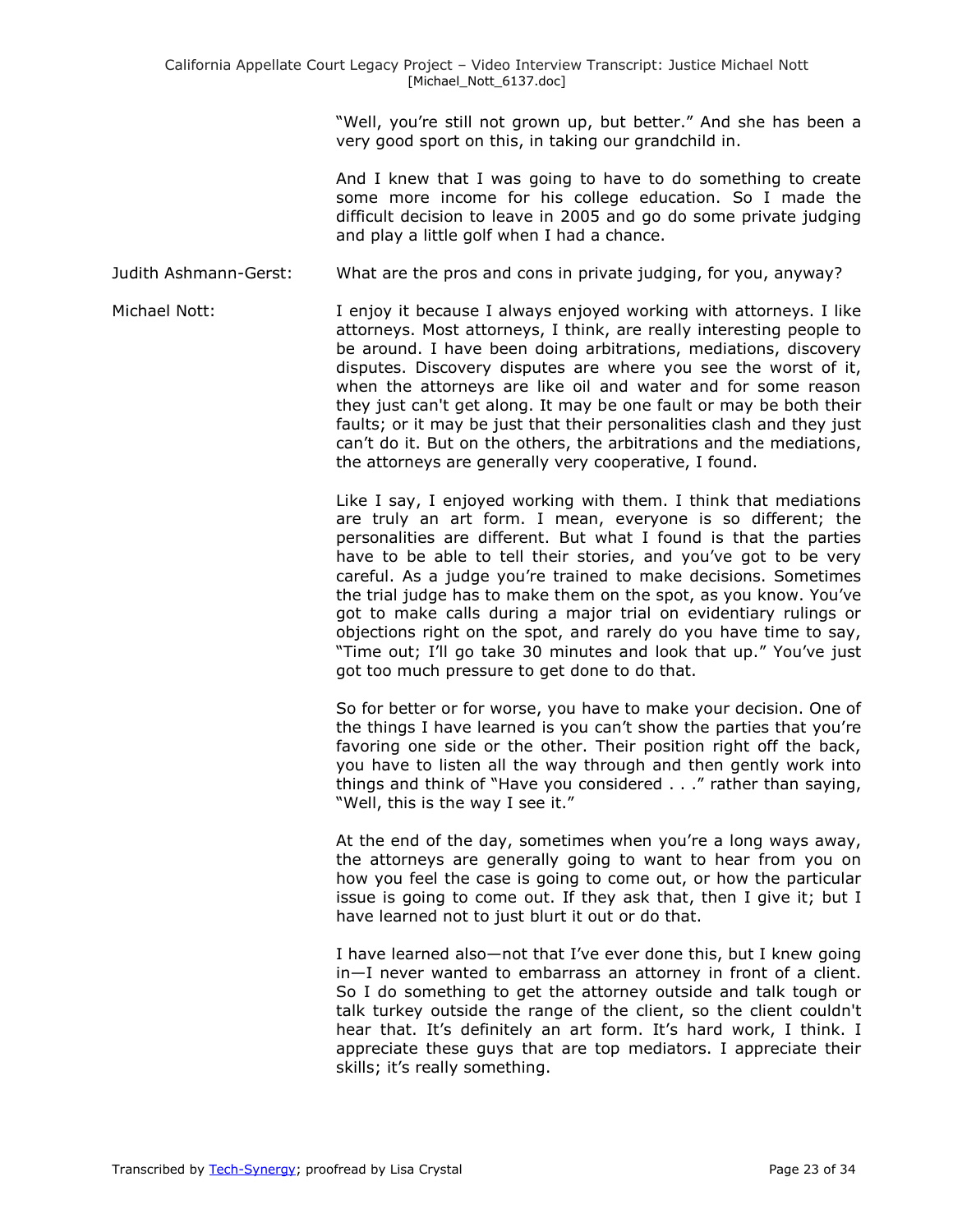"Well, you're still not grown up, but better." And she has been a very good sport on this, in taking our grandchild in.

And I knew that I was going to have to do something to create some more income for his college education. So I made the difficult decision to leave in 2005 and go do some private judging and play a little golf when I had a chance.

Judith Ashmann-Gerst: What are the pros and cons in private judging, for you, anyway?

Michael Nott: I enjoy it because I always enjoyed working with attorneys. I like attorneys. Most attorneys, I think, are really interesting people to be around. I have been doing arbitrations, mediations, discovery disputes. Discovery disputes are where you see the worst of it, when the attorneys are like oil and water and for some reason they just can't get along. It may be one fault or may be both their faults; or it may be just that their personalities clash and they just can't do it. But on the others, the arbitrations and the mediations, the attorneys are generally very cooperative, I found.

Like I say, I enjoyed working with them. I think that mediations are truly an art form. I mean, everyone is so different; the personalities are different. But what I found is that the parties have to be able to tell their stories, and you've got to be very careful. As a judge you're trained to make decisions. Sometimes the trial judge has to make them on the spot, as you know. You've got to make calls during a major trial on evidentiary rulings or objections right on the spot, and rarely do you have time to say, "Time out; I'll go take 30 minutes and look that up." You've just got too much pressure to get done to do that.

So for better or for worse, you have to make your decision. One of the things I have learned is you can't show the parties that you're favoring one side or the other. Their position right off the back, you have to listen all the way through and then gently work into things and think of "Have you considered . . ." rather than saying, "Well, this is the way I see it."

At the end of the day, sometimes when you're a long ways away, the attorneys are generally going to want to hear from you on how you feel the case is going to come out, or how the particular issue is going to come out. If they ask that, then I give it; but I have learned not to just blurt it out or do that.

I have learned also—not that I've ever done this, but I knew going in—I never wanted to embarrass an attorney in front of a client. So I do something to get the attorney outside and talk tough or talk turkey outside the range of the client, so the client couldn't hear that. It's definitely an art form. It's hard work, I think. I appreciate these guys that are top mediators. I appreciate their skills; it's really something.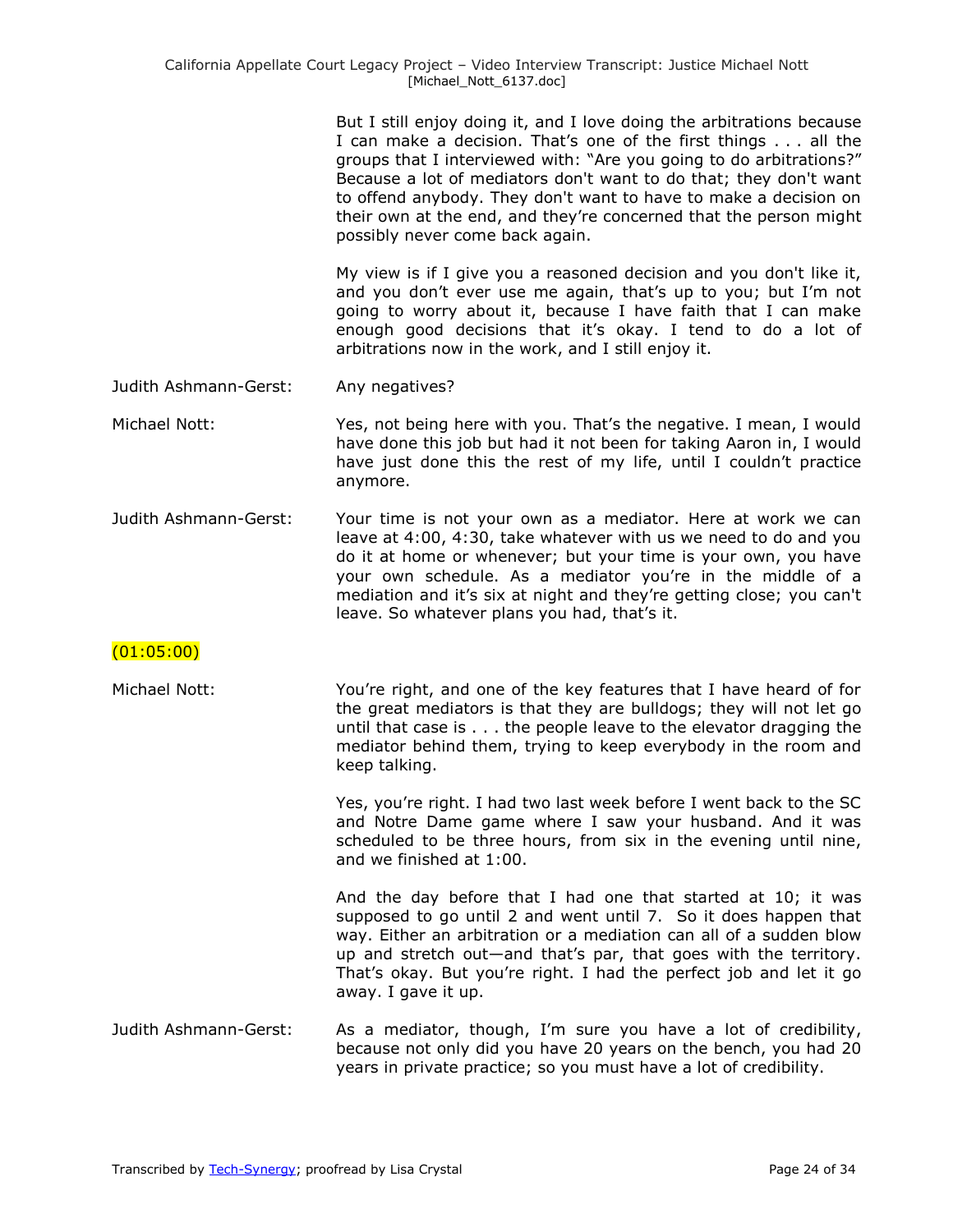But I still enjoy doing it, and I love doing the arbitrations because I can make a decision. That's one of the first things . . . all the groups that I interviewed with: "Are you going to do arbitrations?" Because a lot of mediators don't want to do that; they don't want to offend anybody. They don't want to have to make a decision on their own at the end, and they're concerned that the person might possibly never come back again.

My view is if I give you a reasoned decision and you don't like it, and you don't ever use me again, that's up to you; but I'm not going to worry about it, because I have faith that I can make enough good decisions that it's okay. I tend to do a lot of arbitrations now in the work, and I still enjoy it.

Judith Ashmann-Gerst: Any negatives?

Michael Nott: Yes, not being here with you. That's the negative. I mean, I would have done this job but had it not been for taking Aaron in, I would have just done this the rest of my life, until I couldn't practice anymore.

Judith Ashmann-Gerst: Your time is not your own as a mediator. Here at work we can leave at 4:00, 4:30, take whatever with us we need to do and you do it at home or whenever; but your time is your own, you have your own schedule. As a mediator you're in the middle of a mediation and it's six at night and they're getting close; you can't leave. So whatever plans you had, that's it.

(01:05:00)

Michael Nott: You're right, and one of the key features that I have heard of for the great mediators is that they are bulldogs; they will not let go until that case is . . . the people leave to the elevator dragging the mediator behind them, trying to keep everybody in the room and keep talking.

Yes, you're right. I had two last week before I went back to the SC and Notre Dame game where I saw your husband. And it was scheduled to be three hours, from six in the evening until nine, and we finished at 1:00.

And the day before that I had one that started at 10; it was supposed to go until 2 and went until 7. So it does happen that way. Either an arbitration or a mediation can all of a sudden blow up and stretch out—and that's par, that goes with the territory. That's okay. But you're right. I had the perfect job and let it go away. I gave it up.

Judith Ashmann-Gerst: As a mediator, though, I'm sure you have a lot of credibility, because not only did you have 20 years on the bench, you had 20 years in private practice; so you must have a lot of credibility.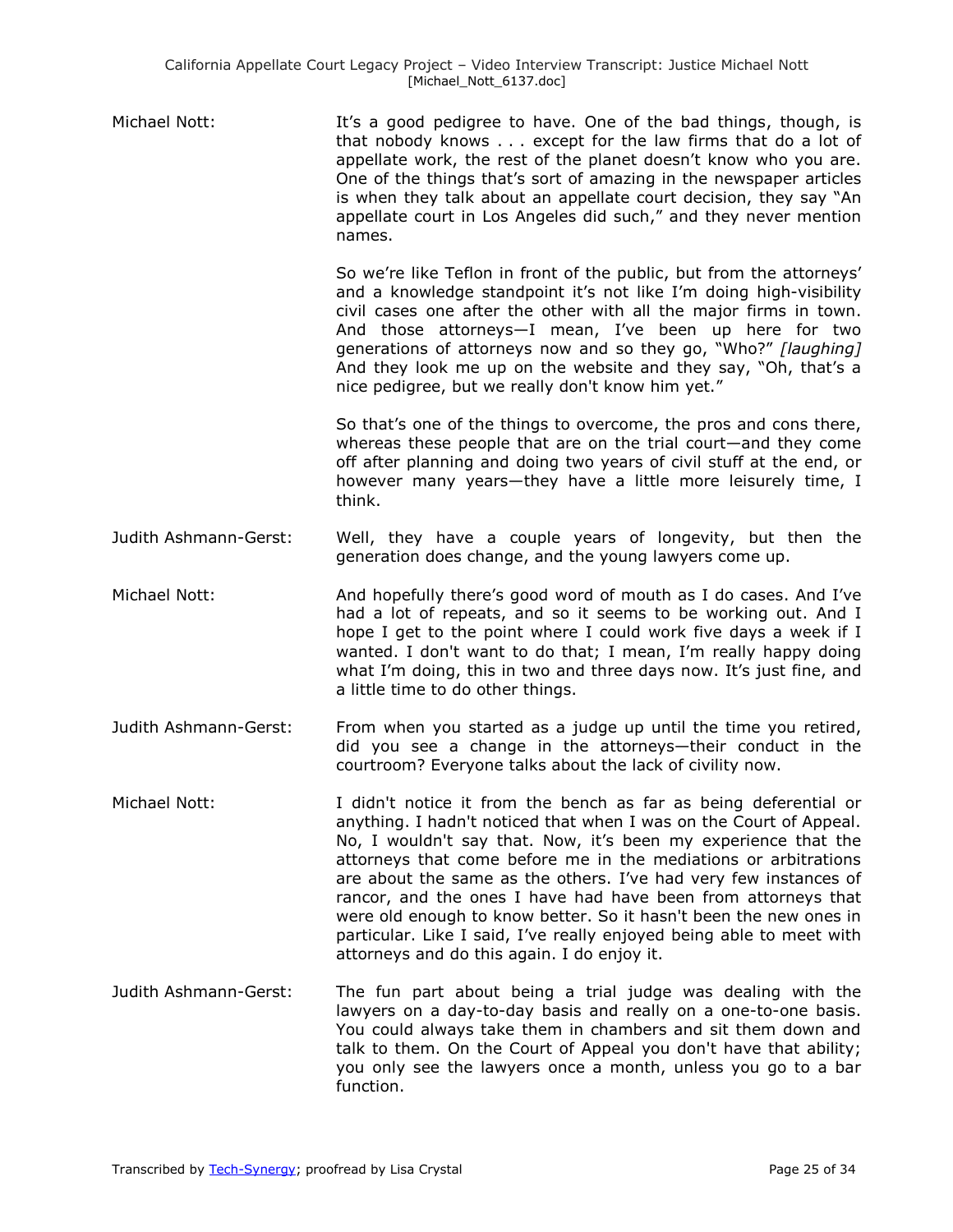Michael Nott: It's a good pedigree to have. One of the bad things, though, is that nobody knows . . . except for the law firms that do a lot of appellate work, the rest of the planet doesn't know who you are. One of the things that's sort of amazing in the newspaper articles is when they talk about an appellate court decision, they say "An appellate court in Los Angeles did such," and they never mention names.

So we're like Teflon in front of the public, but from the attorneys' and a knowledge standpoint it's not like I'm doing high-visibility civil cases one after the other with all the major firms in town. And those attorneys—I mean, I've been up here for two generations of attorneys now and so they go, "Who?" *[laughing]* And they look me up on the website and they say, "Oh, that's a nice pedigree, but we really don't know him yet."

So that's one of the things to overcome, the pros and cons there, whereas these people that are on the trial court—and they come off after planning and doing two years of civil stuff at the end, or however many years—they have a little more leisurely time, I think.

Judith Ashmann-Gerst: Well, they have a couple years of longevity, but then the generation does change, and the young lawyers come up.

Michael Nott: And hopefully there's good word of mouth as I do cases. And I've had a lot of repeats, and so it seems to be working out. And I hope I get to the point where I could work five days a week if I wanted. I don't want to do that; I mean, I'm really happy doing what I'm doing, this in two and three days now. It's just fine, and a little time to do other things.

Judith Ashmann-Gerst: From when you started as a judge up until the time you retired, did you see a change in the attorneys—their conduct in the courtroom? Everyone talks about the lack of civility now.

Michael Nott: I didn't notice it from the bench as far as being deferential or anything. I hadn't noticed that when I was on the Court of Appeal. No, I wouldn't say that. Now, it's been my experience that the attorneys that come before me in the mediations or arbitrations are about the same as the others. I've had very few instances of rancor, and the ones I have had have been from attorneys that were old enough to know better. So it hasn't been the new ones in particular. Like I said, I've really enjoyed being able to meet with attorneys and do this again. I do enjoy it.

Judith Ashmann-Gerst: The fun part about being a trial judge was dealing with the lawyers on a day-to-day basis and really on a one-to-one basis. You could always take them in chambers and sit them down and talk to them. On the Court of Appeal you don't have that ability; you only see the lawyers once a month, unless you go to a bar function.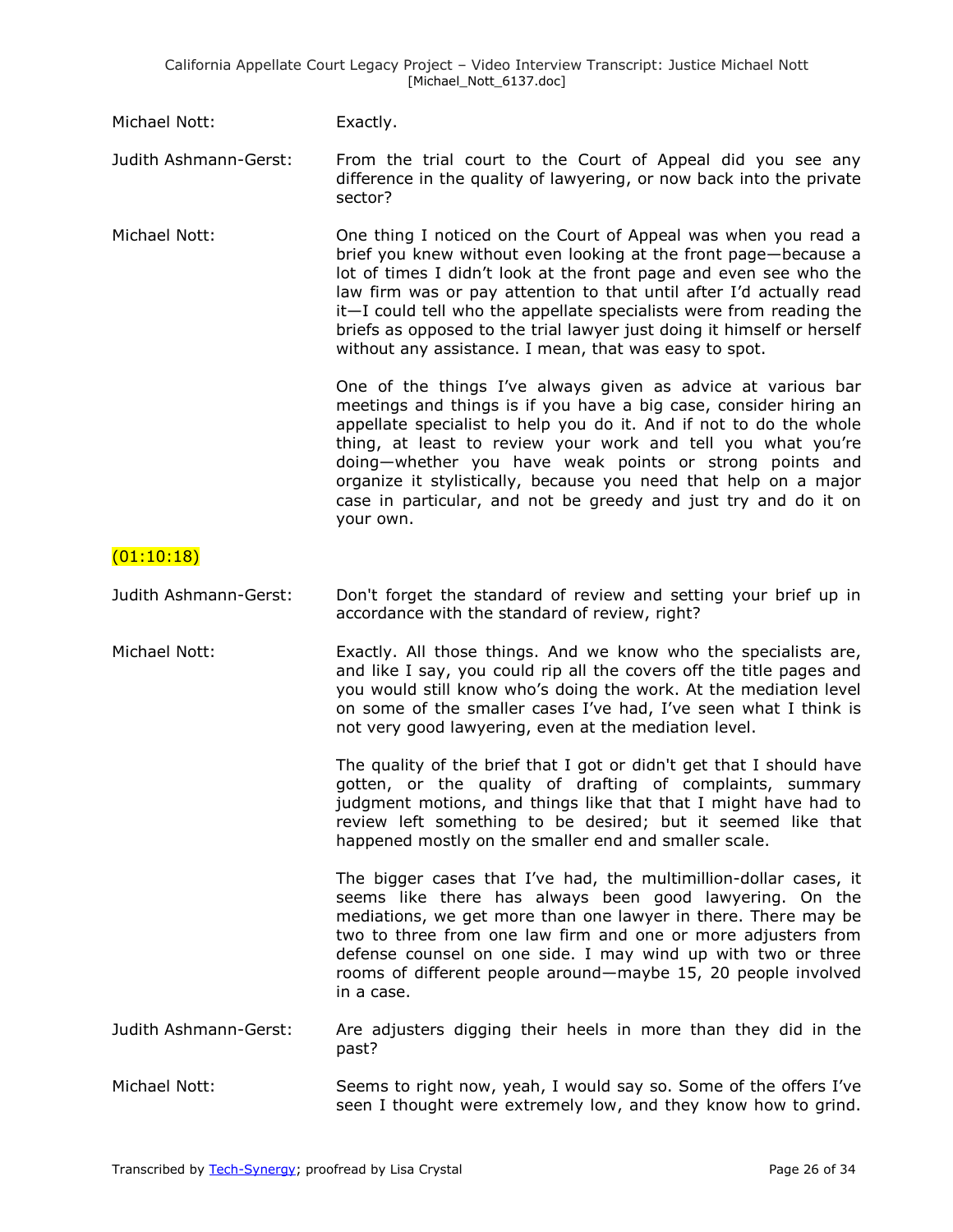Michael Nott: Exactly.

Judith Ashmann-Gerst: From the trial court to the Court of Appeal did you see any difference in the quality of lawyering, or now back into the private sector?

Michael Nott: One thing I noticed on the Court of Appeal was when you read a brief you knew without even looking at the front page—because a lot of times I didn't look at the front page and even see who the law firm was or pay attention to that until after I'd actually read it—I could tell who the appellate specialists were from reading the briefs as opposed to the trial lawyer just doing it himself or herself without any assistance. I mean, that was easy to spot.

One of the things I've always given as advice at various bar meetings and things is if you have a big case, consider hiring an appellate specialist to help you do it. And if not to do the whole thing, at least to review your work and tell you what you're doing—whether you have weak points or strong points and organize it stylistically, because you need that help on a major case in particular, and not be greedy and just try and do it on your own.

(01:10:18)

Judith Ashmann-Gerst: Don't forget the standard of review and setting your brief up in accordance with the standard of review, right?

Michael Nott: Exactly. All those things. And we know who the specialists are, and like I say, you could rip all the covers off the title pages and you would still know who's doing the work. At the mediation level on some of the smaller cases I've had, I've seen what I think is not very good lawyering, even at the mediation level.

The quality of the brief that I got or didn't get that I should have gotten, or the quality of drafting of complaints, summary judgment motions, and things like that that I might have had to review left something to be desired; but it seemed like that happened mostly on the smaller end and smaller scale.

The bigger cases that I've had, the multimillion-dollar cases, it seems like there has always been good lawyering. On the mediations, we get more than one lawyer in there. There may be two to three from one law firm and one or more adjusters from defense counsel on one side. I may wind up with two or three rooms of different people around—maybe 15, 20 people involved in a case.

Judith Ashmann-Gerst: Are adjusters digging their heels in more than they did in the past?

Michael Nott: Seems to right now, yeah, I would say so. Some of the offers I've seen I thought were extremely low, and they know how to grind.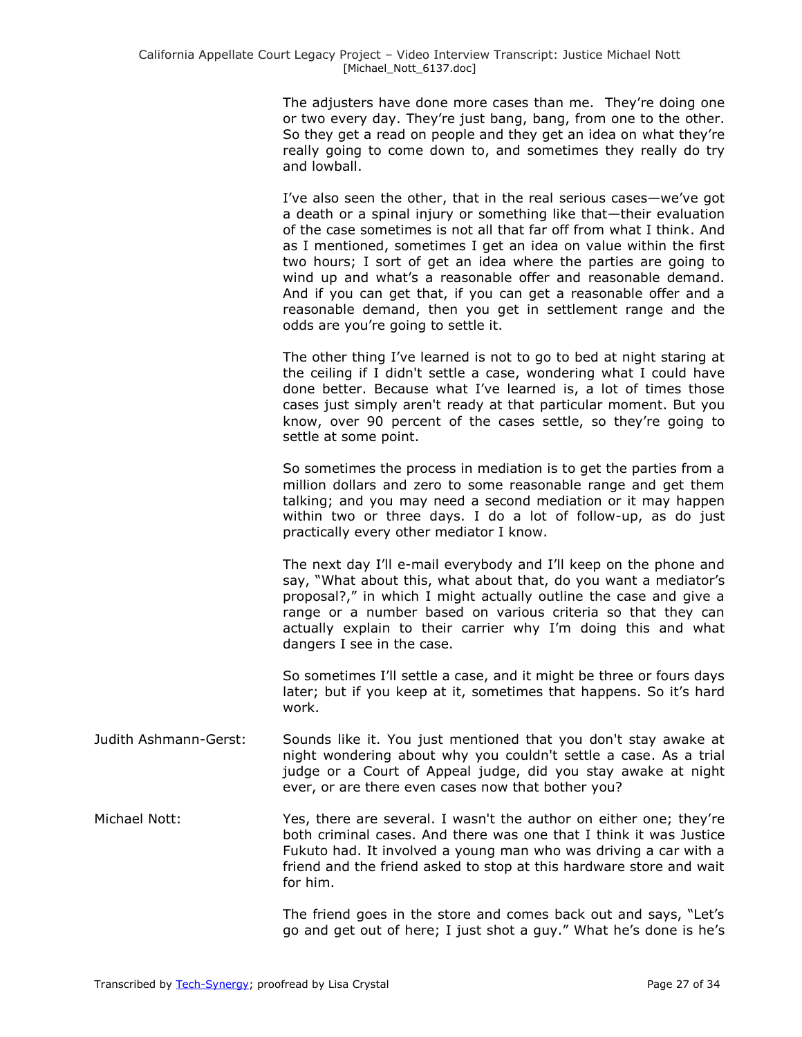The adjusters have done more cases than me. They're doing one or two every day. They're just bang, bang, from one to the other. So they get a read on people and they get an idea on what they're really going to come down to, and sometimes they really do try and lowball.

I've also seen the other, that in the real serious cases—we've got a death or a spinal injury or something like that—their evaluation of the case sometimes is not all that far off from what I think. And as I mentioned, sometimes I get an idea on value within the first two hours; I sort of get an idea where the parties are going to wind up and what's a reasonable offer and reasonable demand. And if you can get that, if you can get a reasonable offer and a reasonable demand, then you get in settlement range and the odds are you're going to settle it.

The other thing I've learned is not to go to bed at night staring at the ceiling if I didn't settle a case, wondering what I could have done better. Because what I've learned is, a lot of times those cases just simply aren't ready at that particular moment. But you know, over 90 percent of the cases settle, so they're going to settle at some point.

So sometimes the process in mediation is to get the parties from a million dollars and zero to some reasonable range and get them talking; and you may need a second mediation or it may happen within two or three days. I do a lot of follow-up, as do just practically every other mediator I know.

The next day I'll e-mail everybody and I'll keep on the phone and say, "What about this, what about that, do you want a mediator's proposal?," in which I might actually outline the case and give a range or a number based on various criteria so that they can actually explain to their carrier why I'm doing this and what dangers I see in the case.

So sometimes I'll settle a case, and it might be three or fours days later; but if you keep at it, sometimes that happens. So it's hard work.

Judith Ashmann-Gerst: Sounds like it. You just mentioned that you don't stay awake at night wondering about why you couldn't settle a case. As a trial judge or a Court of Appeal judge, did you stay awake at night ever, or are there even cases now that bother you?

Michael Nott: Yes, there are several. I wasn't the author on either one; they're both criminal cases. And there was one that I think it was Justice Fukuto had. It involved a young man who was driving a car with a friend and the friend asked to stop at this hardware store and wait for him.

The friend goes in the store and comes back out and says, "Let's go and get out of here; I just shot a guy." What he's done is he's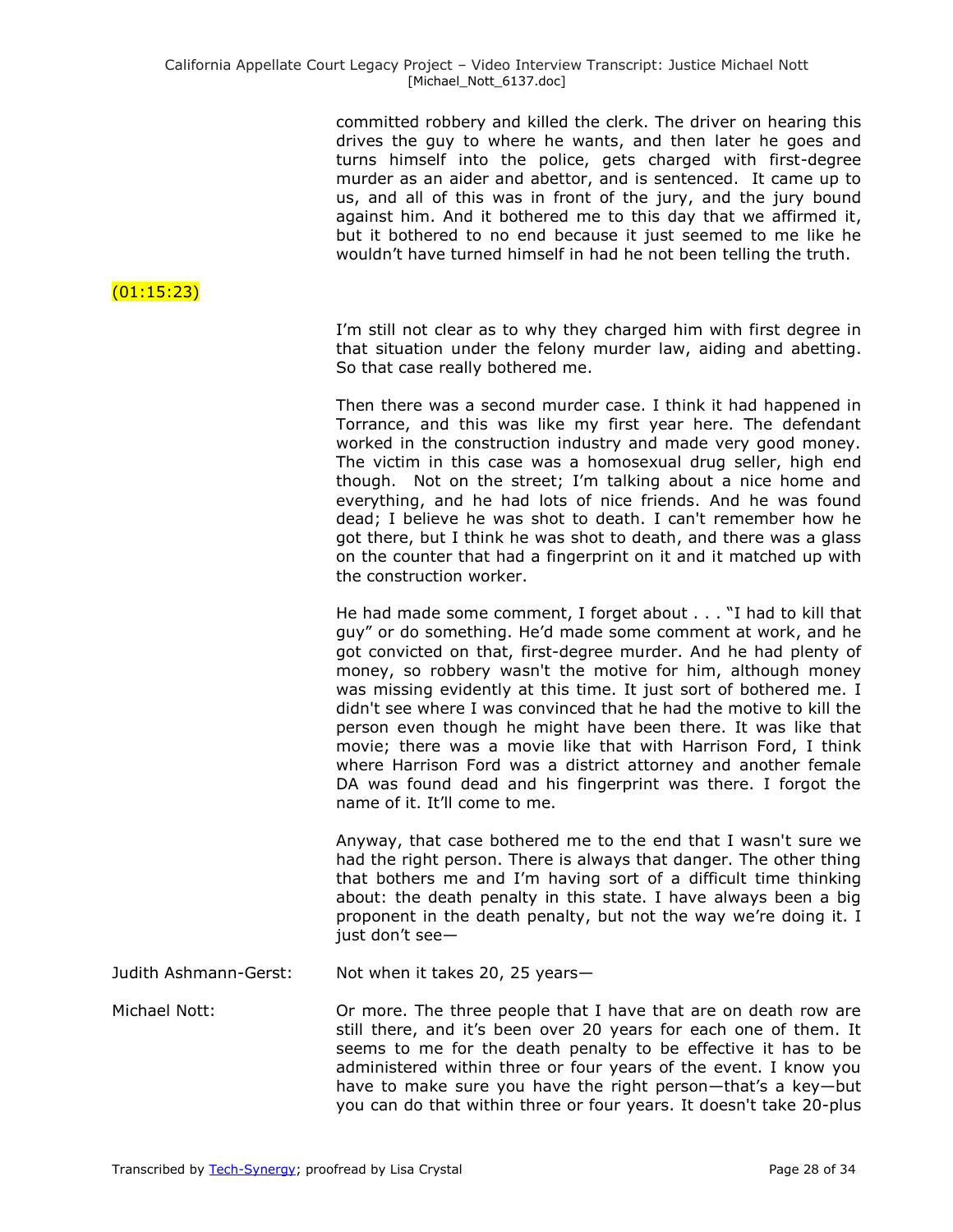committed robbery and killed the clerk. The driver on hearing this drives the guy to where he wants, and then later he goes and turns himself into the police, gets charged with first-degree murder as an aider and abettor, and is sentenced. It came up to us, and all of this was in front of the jury, and the jury bound against him. And it bothered me to this day that we affirmed it, but it bothered to no end because it just seemed to me like he wouldn't have turned himself in had he not been telling the truth.

(01:15:23)

I'm still not clear as to why they charged him with first degree in that situation under the felony murder law, aiding and abetting. So that case really bothered me.

Then there was a second murder case. I think it had happened in Torrance, and this was like my first year here. The defendant worked in the construction industry and made very good money. The victim in this case was a homosexual drug seller, high end though. Not on the street; I'm talking about a nice home and everything, and he had lots of nice friends. And he was found dead; I believe he was shot to death. I can't remember how he got there, but I think he was shot to death, and there was a glass on the counter that had a fingerprint on it and it matched up with the construction worker.

He had made some comment, I forget about . . . "I had to kill that guy" or do something. He'd made some comment at work, and he got convicted on that, first-degree murder. And he had plenty of money, so robbery wasn't the motive for him, although money was missing evidently at this time. It just sort of bothered me. I didn't see where I was convinced that he had the motive to kill the person even though he might have been there. It was like that movie; there was a movie like that with Harrison Ford, I think where Harrison Ford was a district attorney and another female DA was found dead and his fingerprint was there. I forgot the name of it. It'll come to me.

Anyway, that case bothered me to the end that I wasn't sure we had the right person. There is always that danger. The other thing that bothers me and I'm having sort of a difficult time thinking about: the death penalty in this state. I have always been a big proponent in the death penalty, but not the way we're doing it. I just don't see—

Judith Ashmann-Gerst: Not when it takes 20, 25 years—

Michael Nott: Or more. The three people that I have that are on death row are still there, and it's been over 20 years for each one of them. It seems to me for the death penalty to be effective it has to be administered within three or four years of the event. I know you have to make sure you have the right person—that's a key—but you can do that within three or four years. It doesn't take 20-plus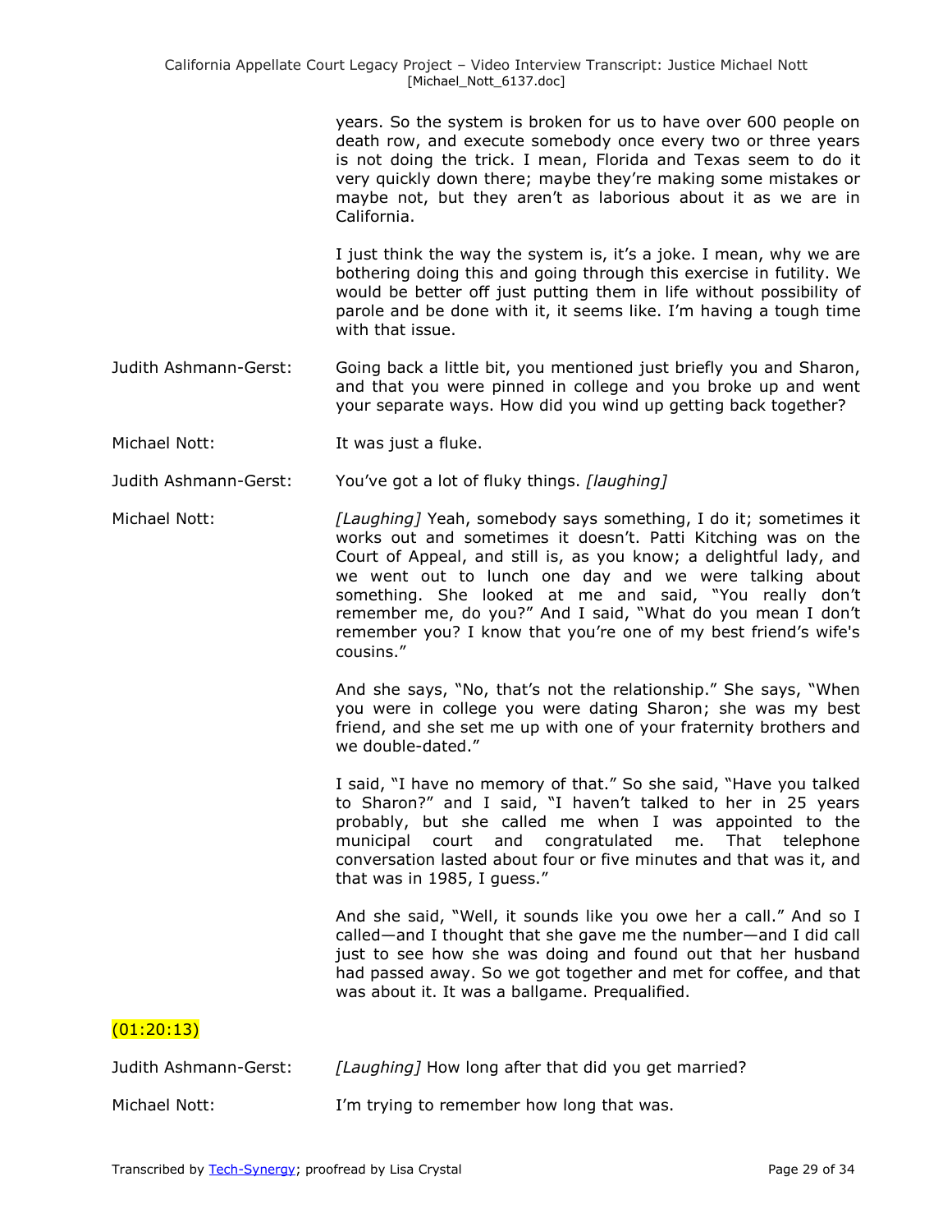years. So the system is broken for us to have over 600 people on death row, and execute somebody once every two or three years is not doing the trick. I mean, Florida and Texas seem to do it very quickly down there; maybe they're making some mistakes or maybe not, but they aren't as laborious about it as we are in California.

I just think the way the system is, it's a joke. I mean, why we are bothering doing this and going through this exercise in futility. We would be better off just putting them in life without possibility of parole and be done with it, it seems like. I'm having a tough time with that issue.

Judith Ashmann-Gerst: Going back a little bit, you mentioned just briefly you and Sharon, and that you were pinned in college and you broke up and went your separate ways. How did you wind up getting back together?

Michael Nott: It was just a fluke.

Judith Ashmann-Gerst: You've got a lot of fluky things. *[laughing]*

Michael Nott: *[Laughing]* Yeah, somebody says something, I do it; sometimes it works out and sometimes it doesn't. Patti Kitching was on the Court of Appeal, and still is, as you know; a delightful lady, and we went out to lunch one day and we were talking about something. She looked at me and said, "You really don't remember me, do you?" And I said, "What do you mean I don't remember you? I know that you're one of my best friend's wife's cousins."

And she says, "No, that's not the relationship." She says, "When you were in college you were dating Sharon; she was my best friend, and she set me up with one of your fraternity brothers and we double-dated."

I said, "I have no memory of that." So she said, "Have you talked to Sharon?" and I said, "I haven't talked to her in 25 years probably, but she called me when I was appointed to the municipal court and congratulated me. That telephone conversation lasted about four or five minutes and that was it, and that was in 1985, I guess."

And she said, "Well, it sounds like you owe her a call." And so I called—and I thought that she gave me the number—and I did call just to see how she was doing and found out that her husband had passed away. So we got together and met for coffee, and that was about it. It was a ballgame. Prequalified.

(01:20:13)

Judith Ashmann-Gerst: *[Laughing]* How long after that did you get married?

Michael Nott: I'm trying to remember how long that was.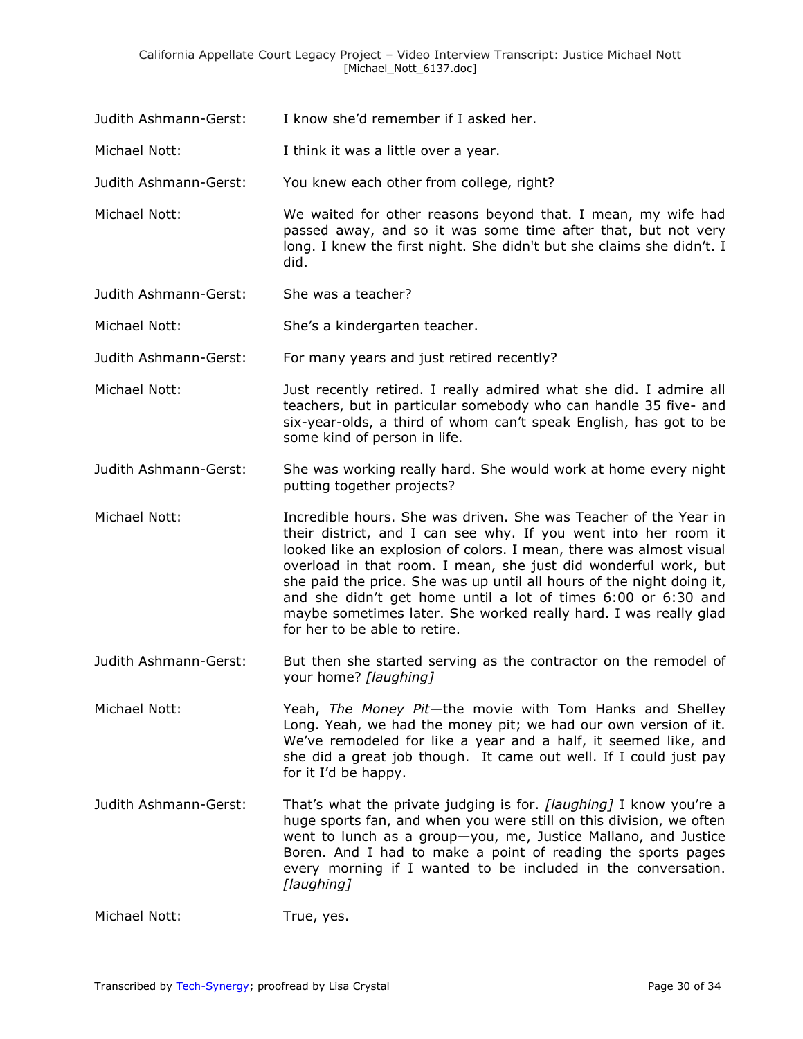Judith Ashmann-Gerst: I know she'd remember if I asked her.

Michael Nott: I think it was a little over a year.

Judith Ashmann-Gerst: You knew each other from college, right?

Michael Nott: We waited for other reasons beyond that. I mean, my wife had passed away, and so it was some time after that, but not very long. I knew the first night. She didn't but she claims she didn't. I did.

Judith Ashmann-Gerst: She was a teacher?

Michael Nott: She's a kindergarten teacher.

Judith Ashmann-Gerst: For many years and just retired recently?

Michael Nott: Just recently retired. I really admired what she did. I admire all teachers, but in particular somebody who can handle 35 five- and six-year-olds, a third of whom can't speak English, has got to be some kind of person in life.

Judith Ashmann-Gerst: She was working really hard. She would work at home every night putting together projects?

Michael Nott: Incredible hours. She was driven. She was Teacher of the Year in their district, and I can see why. If you went into her room it looked like an explosion of colors. I mean, there was almost visual overload in that room. I mean, she just did wonderful work, but she paid the price. She was up until all hours of the night doing it, and she didn't get home until a lot of times 6:00 or 6:30 and maybe sometimes later. She worked really hard. I was really glad for her to be able to retire.

Judith Ashmann-Gerst: But then she started serving as the contractor on the remodel of your home? *[laughing]*

Michael Nott: Yeah, *The Money Pit*—the movie with Tom Hanks and Shelley Long. Yeah, we had the money pit; we had our own version of it. We've remodeled for like a year and a half, it seemed like, and she did a great job though. It came out well. If I could just pay for it I'd be happy.

Judith Ashmann-Gerst: That's what the private judging is for. *[laughing]* I know you're a huge sports fan, and when you were still on this division, we often went to lunch as a group—you, me, Justice Mallano, and Justice Boren. And I had to make a point of reading the sports pages every morning if I wanted to be included in the conversation. *[laughing]*

Michael Nott: True, yes.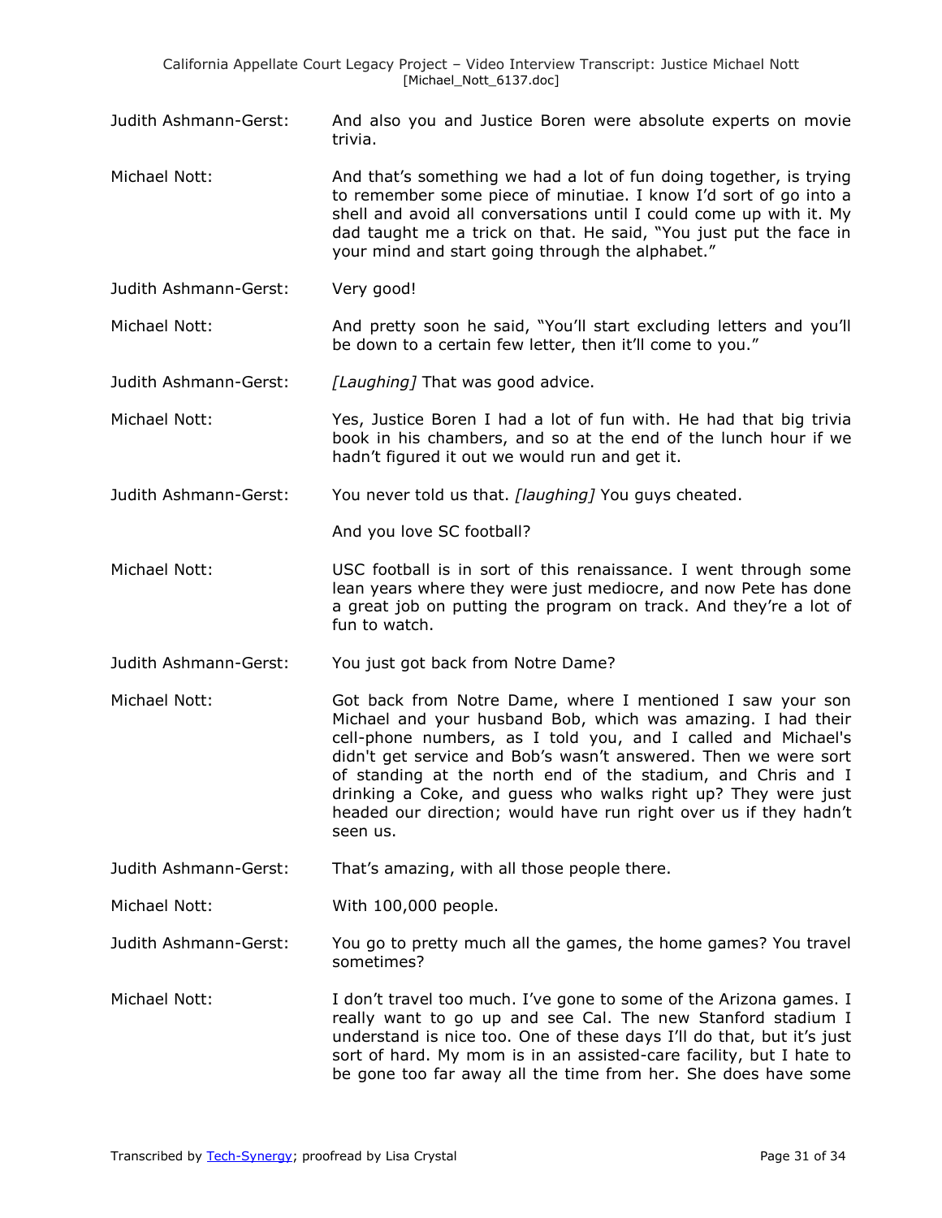Judith Ashmann-Gerst: And also you and Justice Boren were absolute experts on movie trivia.

Michael Nott: And that's something we had a lot of fun doing together, is trying to remember some piece of minutiae. I know I'd sort of go into a shell and avoid all conversations until I could come up with it. My dad taught me a trick on that. He said, "You just put the face in your mind and start going through the alphabet."

Judith Ashmann-Gerst: Very good!

Michael Nott: And pretty soon he said, "You'll start excluding letters and you'll be down to a certain few letter, then it'll come to you."

Judith Ashmann-Gerst: *[Laughing]* That was good advice.

Michael Nott: Yes, Justice Boren I had a lot of fun with. He had that big trivia book in his chambers, and so at the end of the lunch hour if we hadn't figured it out we would run and get it.

Judith Ashmann-Gerst: You never told us that. *[laughing]* You guys cheated.

And you love SC football?

Michael Nott: USC football is in sort of this renaissance. I went through some lean years where they were just mediocre, and now Pete has done a great job on putting the program on track. And they're a lot of fun to watch.

Judith Ashmann-Gerst: You just got back from Notre Dame?

Michael Nott: Got back from Notre Dame, where I mentioned I saw your son Michael and your husband Bob, which was amazing. I had their cell-phone numbers, as I told you, and I called and Michael's didn't get service and Bob's wasn't answered. Then we were sort of standing at the north end of the stadium, and Chris and I drinking a Coke, and guess who walks right up? They were just headed our direction; would have run right over us if they hadn't seen us.

Judith Ashmann-Gerst: That's amazing, with all those people there.

Michael Nott: With 100,000 people.

Judith Ashmann-Gerst: You go to pretty much all the games, the home games? You travel sometimes?

Michael Nott: I don't travel too much. I've gone to some of the Arizona games. I really want to go up and see Cal. The new Stanford stadium I understand is nice too. One of these days I'll do that, but it's just sort of hard. My mom is in an assisted-care facility, but I hate to be gone too far away all the time from her. She does have some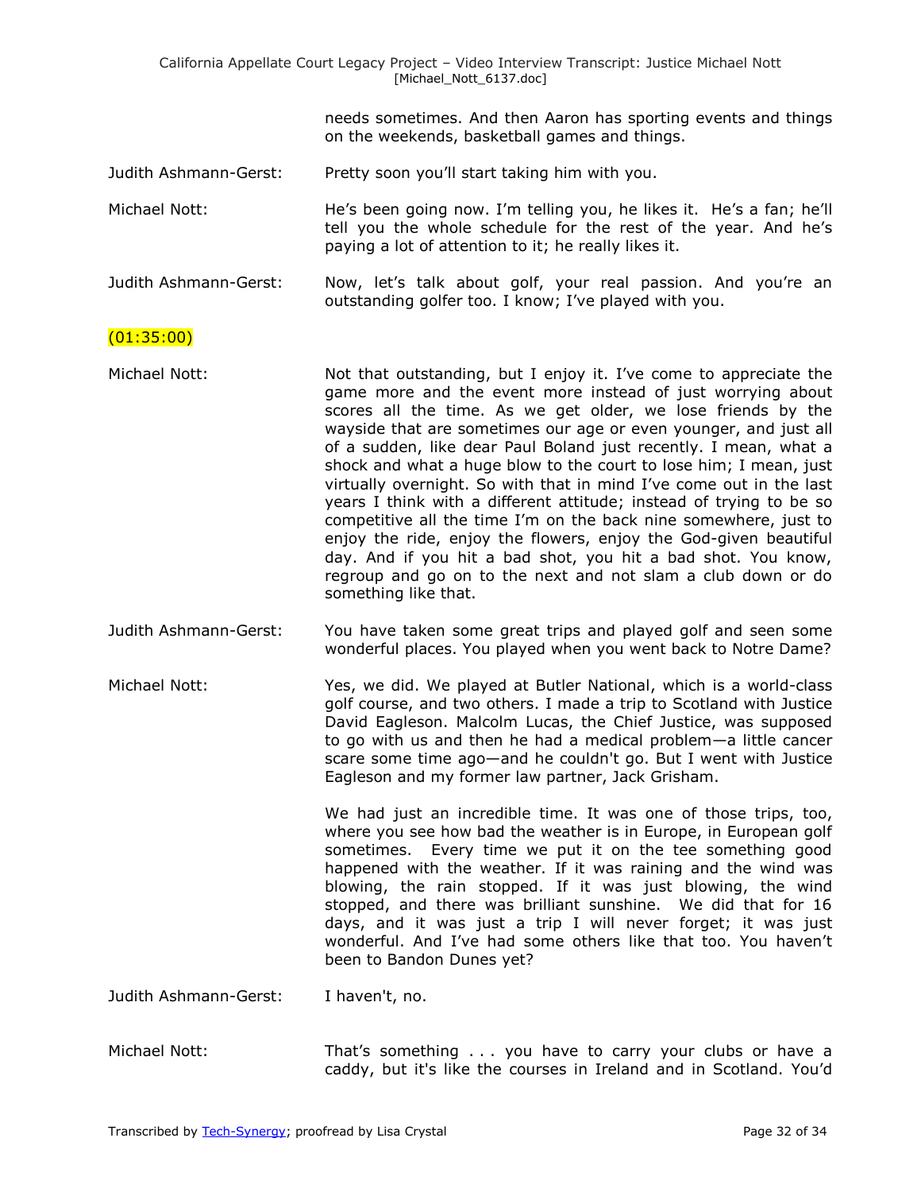needs sometimes. And then Aaron has sporting events and things on the weekends, basketball games and things.

Judith Ashmann-Gerst: Pretty soon you'll start taking him with you.

Michael Nott: He's been going now. I'm telling you, he likes it. He's a fan; he'll tell you the whole schedule for the rest of the year. And he's paying a lot of attention to it; he really likes it.

Judith Ashmann-Gerst: Now, let's talk about golf, your real passion. And you're an outstanding golfer too. I know; I've played with you.

(01:35:00)

Michael Nott: Not that outstanding, but I enjoy it. I've come to appreciate the game more and the event more instead of just worrying about scores all the time. As we get older, we lose friends by the wayside that are sometimes our age or even younger, and just all of a sudden, like dear Paul Boland just recently. I mean, what a shock and what a huge blow to the court to lose him; I mean, just virtually overnight. So with that in mind I've come out in the last years I think with a different attitude; instead of trying to be so competitive all the time I'm on the back nine somewhere, just to enjoy the ride, enjoy the flowers, enjoy the God-given beautiful day. And if you hit a bad shot, you hit a bad shot. You know, regroup and go on to the next and not slam a club down or do something like that.

Judith Ashmann-Gerst: You have taken some great trips and played golf and seen some wonderful places. You played when you went back to Notre Dame?

Michael Nott: Yes, we did. We played at Butler National, which is a world-class golf course, and two others. I made a trip to Scotland with Justice David Eagleson. Malcolm Lucas, the Chief Justice, was supposed to go with us and then he had a medical problem—a little cancer scare some time ago—and he couldn't go. But I went with Justice Eagleson and my former law partner, Jack Grisham.

We had just an incredible time. It was one of those trips, too, where you see how bad the weather is in Europe, in European golf sometimes. Every time we put it on the tee something good happened with the weather. If it was raining and the wind was blowing, the rain stopped. If it was just blowing, the wind stopped, and there was brilliant sunshine. We did that for 16 days, and it was just a trip I will never forget; it was just wonderful. And I've had some others like that too. You haven't been to Bandon Dunes yet?

Judith Ashmann-Gerst: I haven't, no.

Michael Nott: That's something . . . you have to carry your clubs or have a caddy, but it's like the courses in Ireland and in Scotland. You'd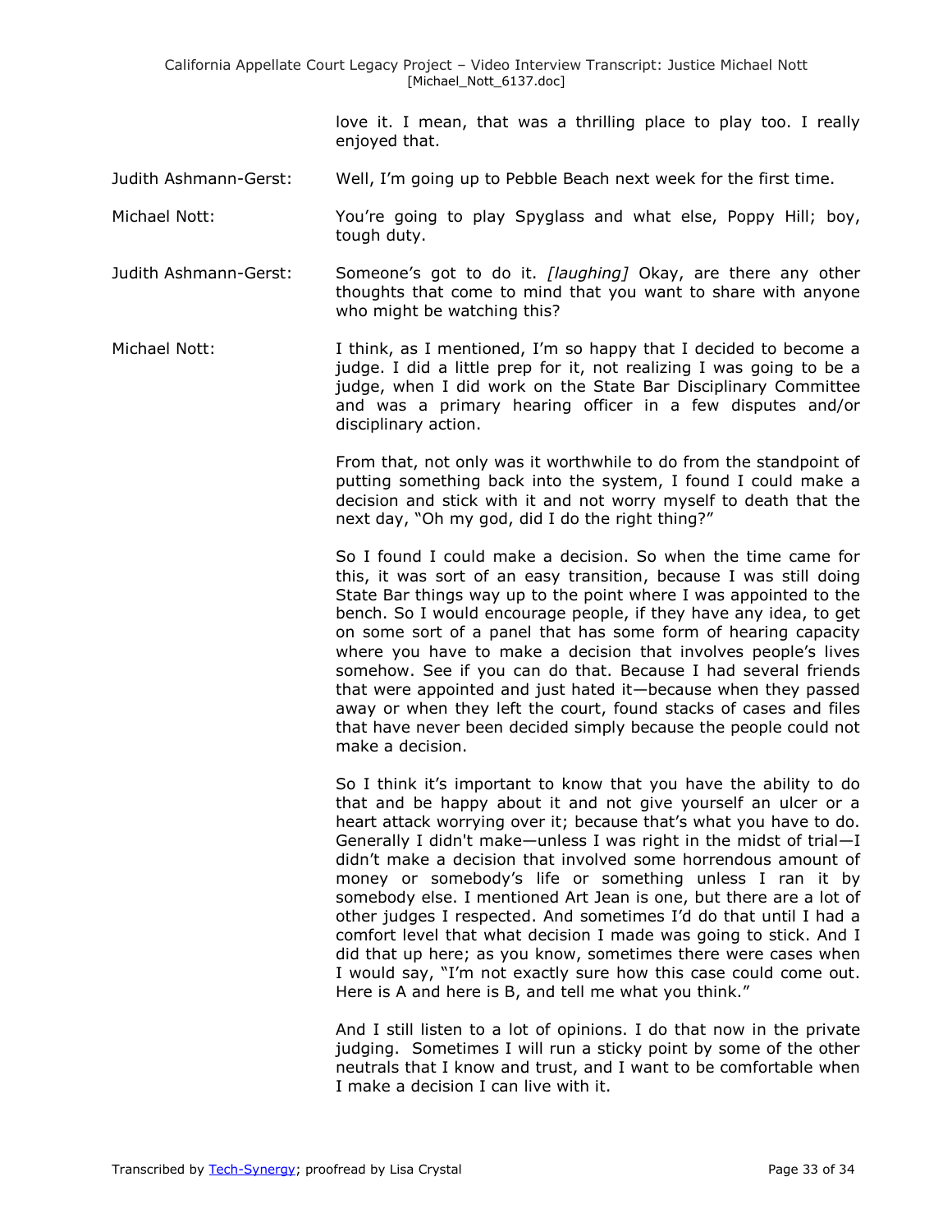love it. I mean, that was a thrilling place to play too. I really enjoyed that.

**Judith Ashmann-Gerst:** Well, I'm going up to Pebble Beach next week for the first time.

**Michael Nott:** You're going to play Spyglass and what else, Poppy Hill; boy, tough duty.

**Judith Ashmann-Gerst:** Someone's got to do it. *[laughing]* Okay, are there any other thoughts that come to mind that you want to share with anyone who might be watching this?

**Michael Nott:** I think, as I mentioned, I'm so happy that I decided to become a judge. I did a little prep for it, not realizing I was going to be a judge, when I did work on the State Bar Disciplinary Committee and was a primary hearing officer in a few disputes and/or disciplinary action.

From that, not only was it worthwhile to do from the standpoint of putting something back into the system, I found I could make a decision and stick with it and not worry myself to death that the next day, "Oh my god, did I do the right thing?"

So I found I could make a decision. So when the time came for this, it was sort of an easy transition, because I was still doing State Bar things way up to the point where I was appointed to the bench. So I would encourage people, if they have any idea, to get on some sort of a panel that has some form of hearing capacity where you have to make a decision that involves people's lives somehow. See if you can do that. Because I had several friends that were appointed and just hated it—because when they passed away or when they left the court, found stacks of cases and files that have never been decided simply because the people could not make a decision.

So I think it's important to know that you have the ability to do that and be happy about it and not give yourself an ulcer or a heart attack worrying over it; because that's what you have to do. Generally I didn't make—unless I was right in the midst of trial—I didn't make a decision that involved some horrendous amount of money or somebody's life or something unless I ran it by somebody else. I mentioned Art Jean is one, but there are a lot of other judges I respected. And sometimes I'd do that until I had a comfort level that what decision I made was going to stick. And I did that up here; as you know, sometimes there were cases when I would say, "I'm not exactly sure how this case could come out. Here is A and here is B, and tell me what you think."

And I still listen to a lot of opinions. I do that now in the private judging. Sometimes I will run a sticky point by some of the other neutrals that I know and trust, and I want to be comfortable when I make a decision I can live with it.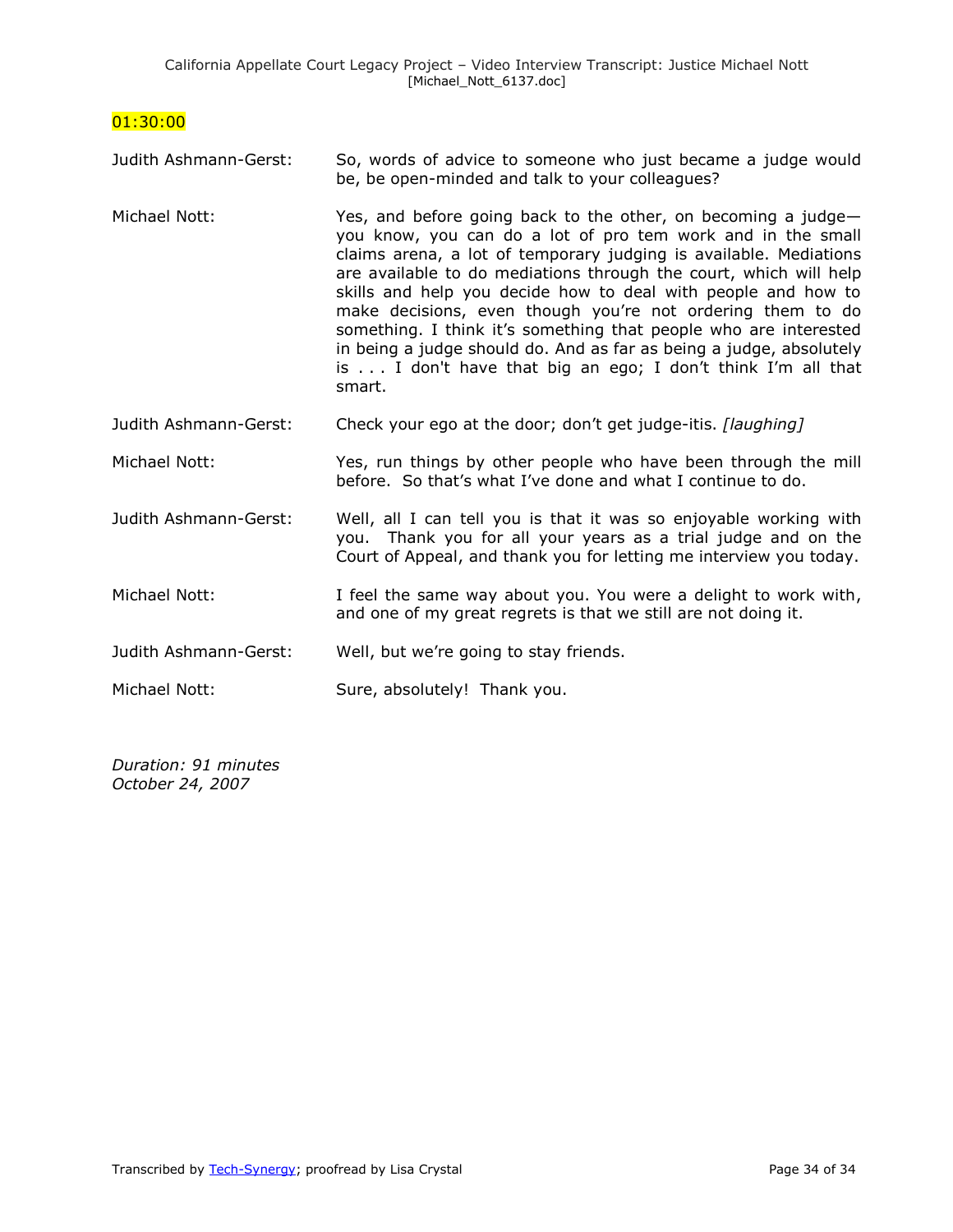01:30:00

| | |
|---|---|
| Judith Ashmann-Gerst: | So, words of advice to someone who just became a judge would be, be open-minded and talk to your colleagues? |
| Michael Nott: | Yes, and before going back to the other, on becoming a judge—you know, you can do a lot of pro tem work and in the small claims arena, a lot of temporary judging is available. Mediations are available to do mediations through the court, which will help skills and help you decide how to deal with people and how to make decisions, even though you're not ordering them to do something. I think it's something that people who are interested in being a judge should do. And as far as being a judge, absolutely is . . . I don't have that big an ego; I don't think I'm all that smart. |
| Judith Ashmann-Gerst: | Check your ego at the door; don't get judge-itis. *[laughing]* |
| Michael Nott: | Yes, run things by other people who have been through the mill before. So that's what I've done and what I continue to do. |
| Judith Ashmann-Gerst: | Well, all I can tell you is that it was so enjoyable working with you. Thank you for all your years as a trial judge and on the Court of Appeal, and thank you for letting me interview you today. |
| Michael Nott: | I feel the same way about you. You were a delight to work with, and one of my great regrets is that we still are not doing it. |
| Judith Ashmann-Gerst: | Well, but we're going to stay friends. |
| Michael Nott: | Sure, absolutely! Thank you. |

*Duration: 91 minutes*
*October 24, 2007*

Transcribed by Tech-Synergy; proofread by Lisa Crystal